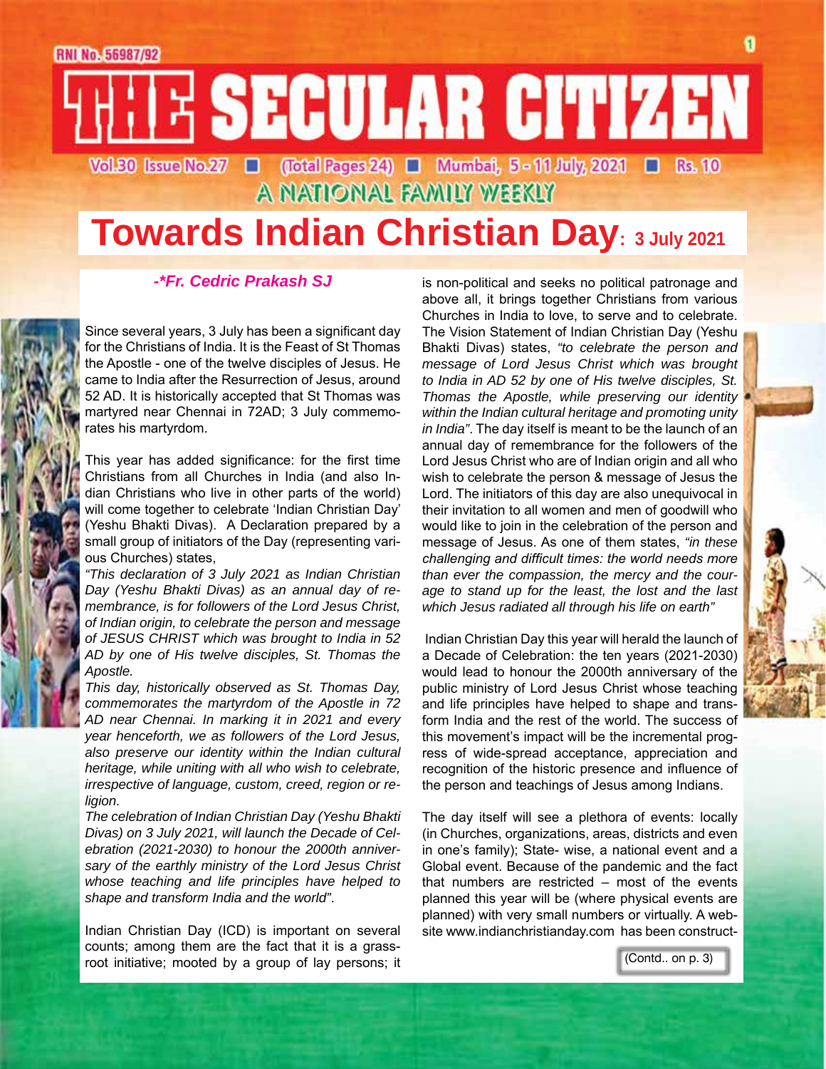# THE SECULAR CITIZEN

Vol.30 Issue No.27 ■ (Total Pages 24) ■ Mumbai, 5-11 July, 2021 ■ Rs. 10

A NATIONAL FAMILY WEEKLY

# Towards Indian Christian Day: 3 July 2021

***-\*Fr. Cedric Prakash SJ***

Since several years, 3 July has been a significant day for the Christians of India. It is the Feast of St Thomas the Apostle - one of the twelve disciples of Jesus. He came to India after the Resurrection of Jesus, around 52 AD. It is historically accepted that St Thomas was martyred near Chennai in 72AD; 3 July commemorates his martyrdom.

This year has added significance: for the first time Christians from all Churches in India (and also Indian Christians who live in other parts of the world) will come together to celebrate 'Indian Christian Day' (Yeshu Bhakti Divas). A Declaration prepared by a small group of initiators of the Day (representing various Churches) states,

*"This declaration of 3 July 2021 as Indian Christian Day (Yeshu Bhakti Divas) as an annual day of remembrance, is for followers of the Lord Jesus Christ, of Indian origin, to celebrate the person and message of JESUS CHRIST which was brought to India in 52 AD by one of His twelve disciples, St. Thomas the Apostle.*

*This day, historically observed as St. Thomas Day, commemorates the martyrdom of the Apostle in 72 AD near Chennai. In marking it in 2021 and every year henceforth, we as followers of the Lord Jesus, also preserve our identity within the Indian cultural heritage, while uniting with all who wish to celebrate, irrespective of language, custom, creed, region or religion.*

*The celebration of Indian Christian Day (Yeshu Bhakti Divas) on 3 July 2021, will launch the Decade of Celebration (2021-2030) to honour the 2000th anniversary of the earthly ministry of the Lord Jesus Christ whose teaching and life principles have helped to shape and transform India and the world".*

Indian Christian Day (ICD) is important on several counts; among them are the fact that it is a grassroot initiative; mooted by a group of lay persons; it is non-political and seeks no political patronage and above all, it brings together Christians from various Churches in India to love, to serve and to celebrate. The Vision Statement of Indian Christian Day (Yeshu Bhakti Divas) states, *"to celebrate the person and message of Lord Jesus Christ which was brought to India in AD 52 by one of His twelve disciples, St. Thomas the Apostle, while preserving our identity within the Indian cultural heritage and promoting unity in India"*. The day itself is meant to be the launch of an annual day of remembrance for the followers of the Lord Jesus Christ who are of Indian origin and all who wish to celebrate the person & message of Jesus the Lord. The initiators of this day are also unequivocal in their invitation to all women and men of goodwill who would like to join in the celebration of the person and message of Jesus. As one of them states, *"in these challenging and difficult times: the world needs more than ever the compassion, the mercy and the courage to stand up for the least, the lost and the last which Jesus radiated all through his life on earth"*

Indian Christian Day this year will herald the launch of a Decade of Celebration: the ten years (2021-2030) would lead to honour the 2000th anniversary of the public ministry of Lord Jesus Christ whose teaching and life principles have helped to shape and transform India and the rest of the world. The success of this movement's impact will be the incremental progress of wide-spread acceptance, appreciation and recognition of the historic presence and influence of the person and teachings of Jesus among Indians.

The day itself will see a plethora of events: locally (in Churches, organizations, areas, districts and even in one's family); State- wise, a national event and a Global event. Because of the pandemic and the fact that numbers are restricted – most of the events planned this year will be (where physical events are planned) with very small numbers or virtually. A website www.indianchristianday.com has been construct-

(Contd.. on p. 3)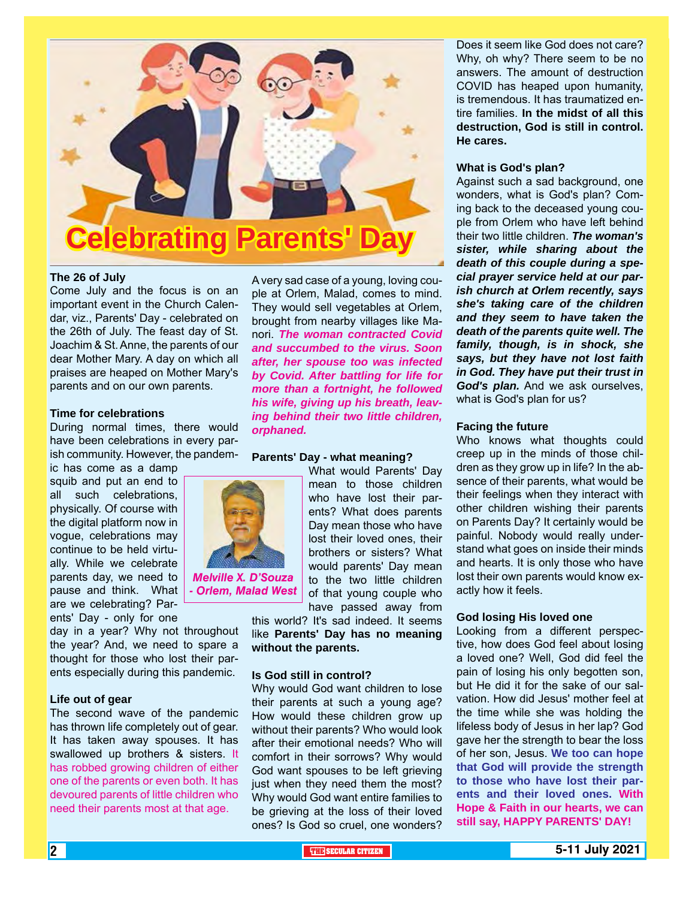# Celebrating Parents' Day

### The 26 of July

Come July and the focus is on an important event in the Church Calendar, viz., Parents' Day - celebrated on the 26th of July. The feast day of St. Joachim & St. Anne, the parents of our dear Mother Mary. A day on which all praises are heaped on Mother Mary's parents and on our own parents.

### Time for celebrations

During normal times, there would have been celebrations in every parish community. However, the pandemic has come as a damp squib and put an end to all such celebrations, physically. Of course with the digital platform now in vogue, celebrations may continue to be held virtually. While we celebrate parents day, we need to pause and think. What are we celebrating? Parents' Day - only for one day in a year? Why not throughout the year? And, we need to spare a thought for those who lost their parents especially during this pandemic.

*Melville X. D'Souza - Orlem, Malad West*

### Life out of gear

The second wave of the pandemic has thrown life completely out of gear. It has taken away spouses. It has swallowed up brothers & sisters. It has robbed growing children of either one of the parents or even both. It has devoured parents of little children who need their parents most at that age.

A very sad case of a young, loving couple at Orlem, Malad, comes to mind. They would sell vegetables at Orlem, brought from nearby villages like Manori. ***The woman contracted Covid and succumbed to the virus. Soon after, her spouse too was infected by Covid. After battling for life for more than a fortnight, he followed his wife, giving up his breath, leaving behind their two little children, orphaned.***

### Parents' Day - what meaning?

What would Parents' Day mean to those children who have lost their parents? What does parents Day mean those who have lost their loved ones, their brothers or sisters? What would parents' Day mean to the two little children of that young couple who have passed away from this world? It's sad indeed. It seems like **Parents' Day has no meaning without the parents.**

### Is God still in control?

Why would God want children to lose their parents at such a young age? How would these children grow up without their parents? Who would look after their emotional needs? Who will comfort in their sorrows? Why would God want spouses to be left grieving just when they need them the most? Why would God want entire families to be grieving at the loss of their loved ones? Is God so cruel, one wonders? Does it seem like God does not care? Why, oh why? There seem to be no answers. The amount of destruction COVID has heaped upon humanity, is tremendous. It has traumatized entire families. **In the midst of all this destruction, God is still in control. He cares.**

### What is God's plan?

Against such a sad background, one wonders, what is God's plan? Coming back to the deceased young couple from Orlem who have left behind their two little children. ***The woman's sister, while sharing about the death of this couple during a special prayer service held at our parish church at Orlem recently, says she's taking care of the children and they seem to have taken the death of the parents quite well. The family, though, is in shock, she says, but they have not lost faith in God. They have put their trust in God's plan.*** And we ask ourselves, what is God's plan for us?

### Facing the future

Who knows what thoughts could creep up in the minds of those children as they grow up in life? In the absence of their parents, what would be their feelings when they interact with other children wishing their parents on Parents Day? It certainly would be painful. Nobody would really understand what goes on inside their minds and hearts. It is only those who have lost their own parents would know exactly how it feels.

### God losing His loved one

Looking from a different perspective, how does God feel about losing a loved one? Well, God did feel the pain of losing his only begotten son, but He did it for the sake of our salvation. How did Jesus' mother feel at the time while she was holding the lifeless body of Jesus in her lap? God gave her the strength to bear the loss of her son, Jesus. **We too can hope that God will provide the strength to those who have lost their parents and their loved ones. With Hope & Faith in our hearts, we can still say, HAPPY PARENTS' DAY!**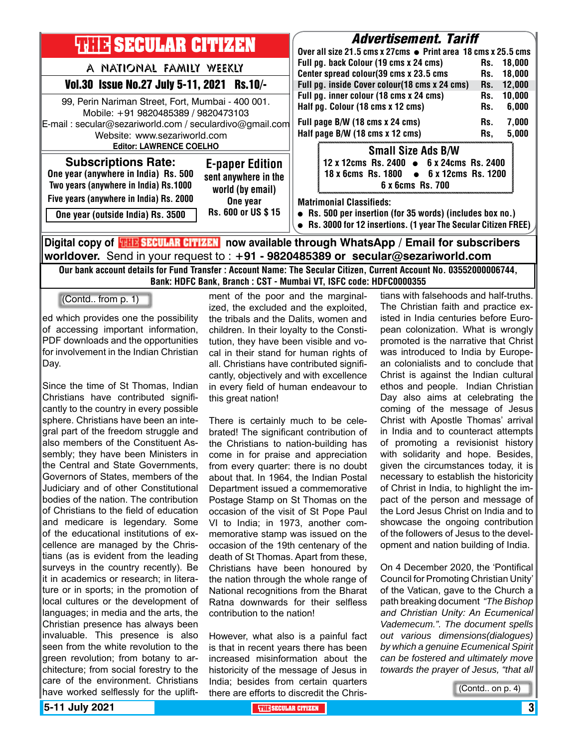# THE SECULAR CITIZEN

A NATIONAL FAMILY WEEKLY

**Vol.30 Issue No.27 July 5-11, 2021 Rs.10/-**

99, Perin Nariman Street, Fort, Mumbai - 400 001.
Mobile: +91 9820485389 / 9820473103
E-mail : secular@sezariworld.com / seculardivo@gmail.com
Website: www.sezariworld.com
**Editor: LAWRENCE COELHO**

## Subscriptions Rate:

One year (anywhere in India) Rs. 500
Two years (anywhere in India) Rs.1000
Five years (anywhere in India) Rs. 2000
One year (outside India) Rs. 3500

## E-paper Edition

sent anywhere in the world (by email)
One year
Rs. 600 or US $ 15

## Advertisement. Tariff

Over all size 21.5 cms x 27cms ● Print area 18 cms x 25.5 cms

| | | |
|---|---|---|
| Full pg. back Colour (19 cms x 24 cms) | Rs. | 18,000 |
| Center spread colour(39 cms x 23.5 cms | Rs. | 18,000 |
| Full pg. inside Cover colour(18 cms x 24 cms) | Rs. | 12,000 |
| Full pg. inner colour (18 cms x 24 cms) | Rs. | 10,000 |
| Half pg. Colour (18 cms x 12 cms) | Rs. | 6,000 |
| Full page B/W (18 cms x 24 cms) | Rs. | 7,000 |
| Half page B/W (18 cms x 12 cms) | Rs, | 5,000 |

### Small Size Ads B/W

12 x 12cms Rs. 2400 ● 6 x 24cms Rs. 2400
18 x 6cms Rs. 1800 ● 6 x 12cms Rs. 1200
6 x 6cms Rs. 700

**Matrimonial Classifieds:**

- Rs. 500 per insertion (for 35 words) (includes box no.)
- Rs. 3000 for 12 insertions. (1 year The Secular Citizen FREE)

**Digital copy of THE SECULAR CITIZEN now available through WhatsApp / Email for subscribers worldover.** Send in your request to : **+91 - 9820485389 or secular@sezariworld.com**

**Our bank account details for Fund Transfer : Account Name: The Secular Citizen, Current Account No. 03552000006744, Bank: HDFC Bank, Branch : CST - Mumbai VT, ISFC code: HDFC0000355**

---

(Contd.. from p. 1)

ed which provides one the possibility of accessing important information, PDF downloads and the opportunities for involvement in the Indian Christian Day.

Since the time of St Thomas, Indian Christians have contributed significantly to the country in every possible sphere. Christians have been an integral part of the freedom struggle and also members of the Constituent Assembly; they have been Ministers in the Central and State Governments, Governors of States, members of the Judiciary and of other Constitutional bodies of the nation. The contribution of Christians to the field of education and medicare is legendary. Some of the educational institutions of excellence are managed by the Christians (as is evident from the leading surveys in the country recently). Be it in academics or research; in literature or in sports; in the promotion of local cultures or the development of languages; in media and the arts, the Christian presence has always been invaluable. This presence is also seen from the white revolution to the green revolution; from botany to architecture; from social forestry to the care of the environment. Christians have worked selflessly for the upliftment of the poor and the marginalized, the excluded and the exploited, the tribals and the Dalits, women and children. In their loyalty to the Constitution, they have been visible and vocal in their stand for human rights of all. Christians have contributed significantly, objectively and with excellence in every field of human endeavour to this great nation!

There is certainly much to be celebrated! The significant contribution of the Christians to nation-building has come in for praise and appreciation from every quarter: there is no doubt about that. In 1964, the Indian Postal Department issued a commemorative Postage Stamp on St Thomas on the occasion of the visit of St Pope Paul VI to India; in 1973, another commemorative stamp was issued on the occasion of the 19th centenary of the death of St Thomas. Apart from these, Christians have been honoured by the nation through the whole range of National recognitions from the Bharat Ratna downwards for their selfless contribution to the nation!

However, what also is a painful fact is that in recent years there has been increased misinformation about the historicity of the message of Jesus in India; besides from certain quarters there are efforts to discredit the Christians with falsehoods and half-truths. The Christian faith and practice existed in India centuries before European colonization. What is wrongly promoted is the narrative that Christ was introduced to India by European colonialists and to conclude that Christ is against the Indian cultural ethos and people. Indian Christian Day also aims at celebrating the coming of the message of Jesus Christ with Apostle Thomas' arrival in India and to counteract attempts of promoting a revisionist history with solidarity and hope. Besides, given the circumstances today, it is necessary to establish the historicity of Christ in India, to highlight the impact of the person and message of the Lord Jesus Christ on India and to showcase the ongoing contribution of the followers of Jesus to the development and nation building of India.

On 4 December 2020, the 'Pontifical Council for Promoting Christian Unity' of the Vatican, gave to the Church a path breaking document *"The Bishop and Christian Unity: An Ecumenical Vademecum.". The document spells out various dimensions(dialogues) by which a genuine Ecumenical Spirit can be fostered and ultimately move towards the prayer of Jesus, "that all*

(Contd.. on p. 4)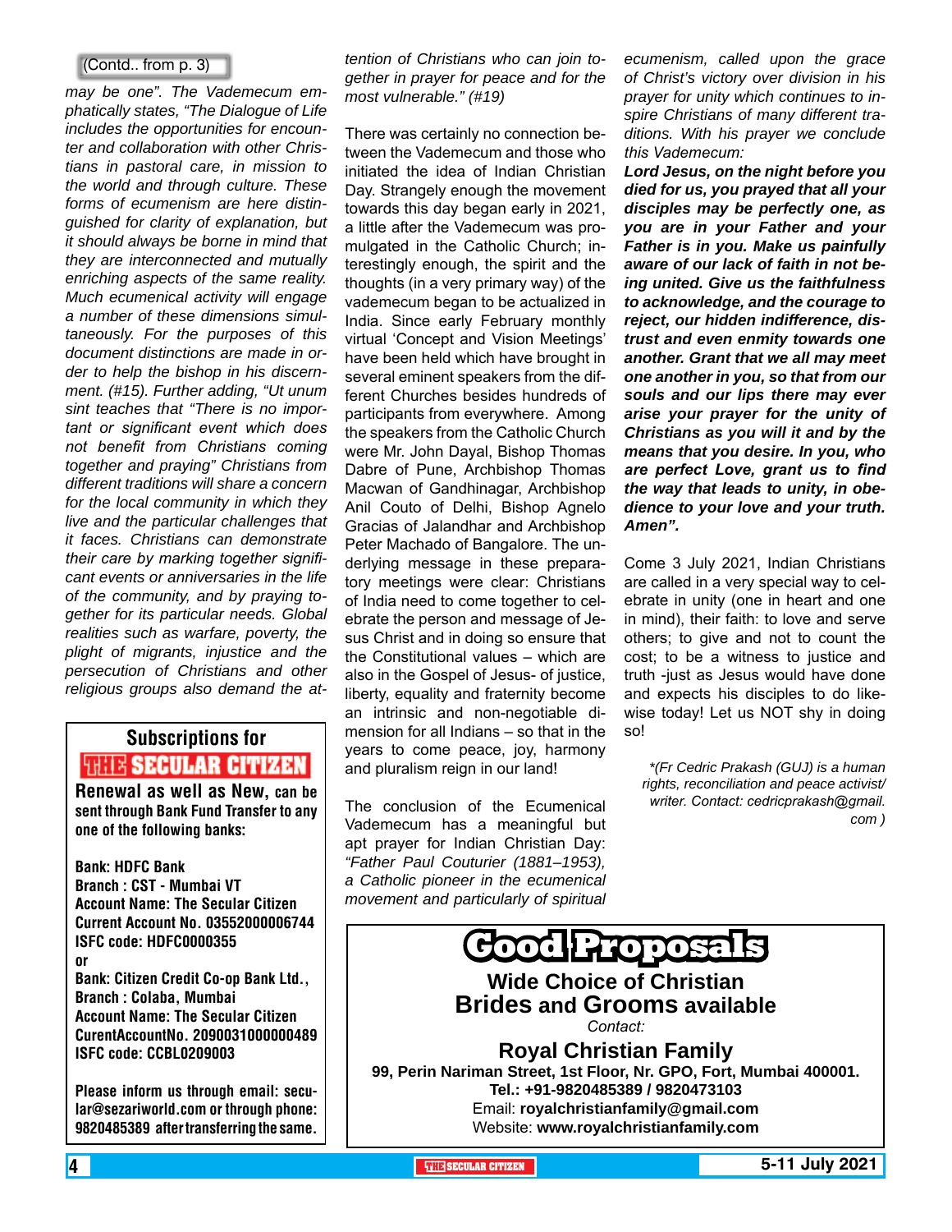(Contd.. from p. 3)

*may be one". The Vademecum emphatically states, "The Dialogue of Life includes the opportunities for encounter and collaboration with other Christians in pastoral care, in mission to the world and through culture. These forms of ecumenism are here distinguished for clarity of explanation, but it should always be borne in mind that they are interconnected and mutually enriching aspects of the same reality. Much ecumenical activity will engage a number of these dimensions simultaneously. For the purposes of this document distinctions are made in order to help the bishop in his discernment. (#15). Further adding, "Ut unum sint teaches that "There is no important or significant event which does not benefit from Christians coming together and praying" Christians from different traditions will share a concern for the local community in which they live and the particular challenges that it faces. Christians can demonstrate their care by marking together significant events or anniversaries in the life of the community, and by praying together for its particular needs. Global realities such as warfare, poverty, the plight of migrants, injustice and the persecution of Christians and other religious groups also demand the attention of Christians who can join together in prayer for peace and for the most vulnerable." (#19)*

There was certainly no connection between the Vademecum and those who initiated the idea of Indian Christian Day. Strangely enough the movement towards this day began early in 2021, a little after the Vademecum was promulgated in the Catholic Church; interestingly enough, the spirit and the thoughts (in a very primary way) of the vademecum began to be actualized in India. Since early February monthly virtual 'Concept and Vision Meetings' have been held which have brought in several eminent speakers from the different Churches besides hundreds of participants from everywhere. Among the speakers from the Catholic Church were Mr. John Dayal, Bishop Thomas Dabre of Pune, Archbishop Thomas Macwan of Gandhinagar, Archbishop Anil Couto of Delhi, Bishop Agnelo Gracias of Jalandhar and Archbishop Peter Machado of Bangalore. The underlying message in these preparatory meetings were clear: Christians of India need to come together to celebrate the person and message of Jesus Christ and in doing so ensure that the Constitutional values – which are also in the Gospel of Jesus- of justice, liberty, equality and fraternity become an intrinsic and non-negotiable dimension for all Indians – so that in the years to come peace, joy, harmony and pluralism reign in our land!

The conclusion of the Ecumenical Vademecum has a meaningful but apt prayer for Indian Christian Day: *"Father Paul Couturier (1881–1953), a Catholic pioneer in the ecumenical movement and particularly of spiritual ecumenism, called upon the grace of Christ's victory over division in his prayer for unity which continues to inspire Christians of many different traditions. With his prayer we conclude this Vademecum:*

***Lord Jesus, on the night before you died for us, you prayed that all your disciples may be perfectly one, as you are in your Father and your Father is in you. Make us painfully aware of our lack of faith in not being united. Give us the faithfulness to acknowledge, and the courage to reject, our hidden indifference, distrust and even enmity towards one another. Grant that we all may meet one another in you, so that from our souls and our lips there may ever arise your prayer for the unity of Christians as you will it and by the means that you desire. In you, who are perfect Love, grant us to find the way that leads to unity, in obedience to your love and your truth. Amen".***

Come 3 July 2021, Indian Christians are called in a very special way to celebrate in unity (one in heart and one in mind), their faith: to love and serve others; to give and not to count the cost; to be a witness to justice and truth -just as Jesus would have done and expects his disciples to do likewise today! Let us NOT shy in doing so!

*\*(Fr Cedric Prakash (GUJ) is a human rights, reconciliation and peace activist/ writer. Contact: cedricprakash@gmail.com )*

---

**Subscriptions for THE SECULAR CITIZEN**

**Renewal as well as New, can be sent through Bank Fund Transfer to any one of the following banks:**

**Bank: HDFC Bank**
**Branch : CST - Mumbai VT**
**Account Name: The Secular Citizen**
**Current Account No. 03552000006744**
**ISFC code: HDFC0000355**
**or**
**Bank: Citizen Credit Co-op Bank Ltd.,**
**Branch : Colaba, Mumbai**
**Account Name: The Secular Citizen**
**CurentAccountNo. 2090031000000489**
**ISFC code: CCBL0209003**

**Please inform us through email: secular@sezariworld.com or through phone: 9820485389 after transferring the same.**

---

# Good Proposals

**Wide Choice of Christian Brides and Grooms available**

Contact:

**Royal Christian Family**
**99, Perin Nariman Street, 1st Floor, Nr. GPO, Fort, Mumbai 400001.**
**Tel.: +91-9820485389 / 9820473103**
Email: **royalchristianfamily@gmail.com**
Website: **www.royalchristianfamily.com**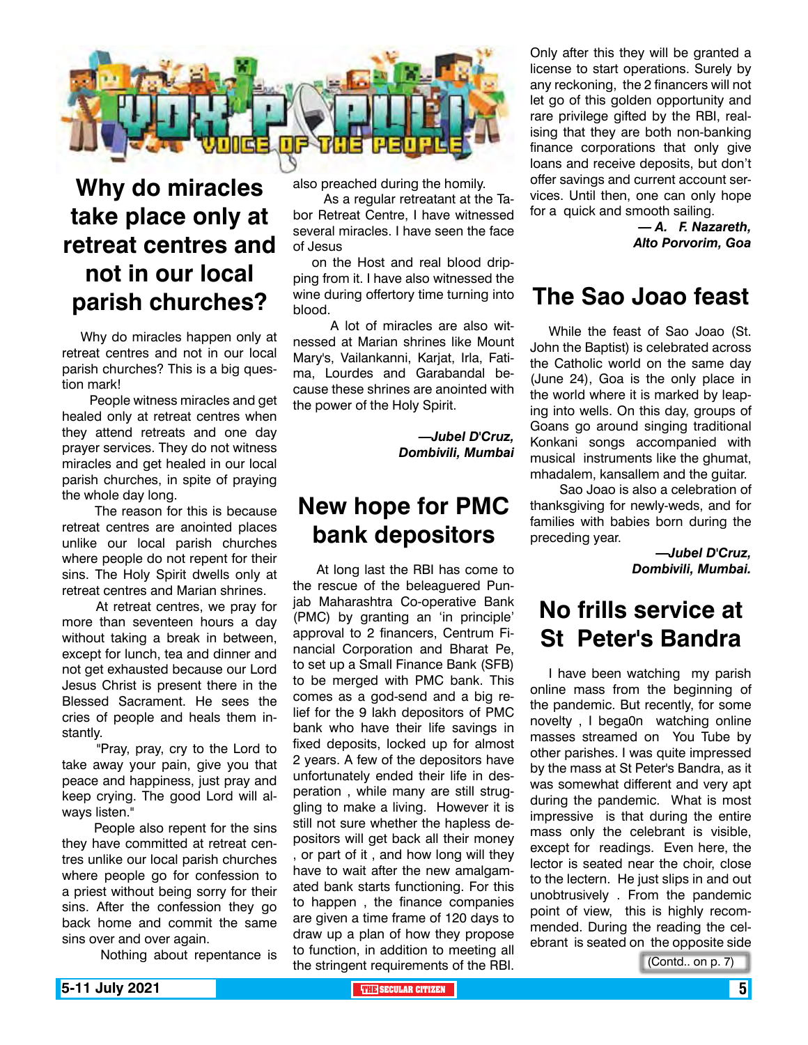# VOX POPULI

## VOICE OF THE PEOPLE

## Why do miracles take place only at retreat centres and not in our local parish churches?

Why do miracles happen only at retreat centres and not in our local parish churches? This is a big question mark!

People witness miracles and get healed only at retreat centres when they attend retreats and one day prayer services. They do not witness miracles and get healed in our local parish churches, in spite of praying the whole day long.

The reason for this is because retreat centres are anointed places unlike our local parish churches where people do not repent for their sins. The Holy Spirit dwells only at retreat centres and Marian shrines.

At retreat centres, we pray for more than seventeen hours a day without taking a break in between, except for lunch, tea and dinner and not get exhausted because our Lord Jesus Christ is present there in the Blessed Sacrament. He sees the cries of people and heals them instantly.

"Pray, pray, cry to the Lord to take away your pain, give you that peace and happiness, just pray and keep crying. The good Lord will always listen."

People also repent for the sins they have committed at retreat centres unlike our local parish churches where people go for confession to a priest without being sorry for their sins. After the confession they go back home and commit the same sins over and over again.

Nothing about repentance is also preached during the homily.

As a regular retreatant at the Tabor Retreat Centre, I have witnessed several miracles. I have seen the face of Jesus

on the Host and real blood dripping from it. I have also witnessed the wine during offertory time turning into blood.

A lot of miracles are also witnessed at Marian shrines like Mount Mary's, Vailankanni, Karjat, Irla, Fatima, Lourdes and Garabandal because these shrines are anointed with the power of the Holy Spirit.

***—Jubel D'Cruz,***
***Dombivili, Mumbai***

## New hope for PMC bank depositors

At long last the RBI has come to the rescue of the beleaguered Punjab Maharashtra Co-operative Bank (PMC) by granting an 'in principle' approval to 2 financers, Centrum Financial Corporation and Bharat Pe, to set up a Small Finance Bank (SFB) to be merged with PMC bank. This comes as a god-send and a big relief for the 9 lakh depositors of PMC bank who have their life savings in fixed deposits, locked up for almost 2 years. A few of the depositors have unfortunately ended their life in desperation , while many are still struggling to make a living. However it is still not sure whether the hapless depositors will get back all their money , or part of it , and how long will they have to wait after the new amalgamated bank starts functioning. For this to happen , the finance companies are given a time frame of 120 days to draw up a plan of how they propose to function, in addition to meeting all the stringent requirements of the RBI. Only after this they will be granted a license to start operations. Surely by any reckoning, the 2 financers will not let go of this golden opportunity and rare privilege gifted by the RBI, realising that they are both non-banking finance corporations that only give loans and receive deposits, but don't offer savings and current account services. Until then, one can only hope for a quick and smooth sailing.

***— A. F. Nazareth,***
***Alto Porvorim, Goa***

## The Sao Joao feast

While the feast of Sao Joao (St. John the Baptist) is celebrated across the Catholic world on the same day (June 24), Goa is the only place in the world where it is marked by leaping into wells. On this day, groups of Goans go around singing traditional Konkani songs accompanied with musical instruments like the ghumat, mhadalem, kansallem and the guitar.

Sao Joao is also a celebration of thanksgiving for newly-weds, and for families with babies born during the preceding year.

***—Jubel D'Cruz,***
***Dombivili, Mumbai.***

## No frills service at St Peter's Bandra

I have been watching my parish online mass from the beginning of the pandemic. But recently, for some novelty , I bega0n watching online masses streamed on You Tube by other parishes. I was quite impressed by the mass at St Peter's Bandra, as it was somewhat different and very apt during the pandemic. What is most impressive is that during the entire mass only the celebrant is visible, except for readings. Even here, the lector is seated near the choir, close to the lectern. He just slips in and out unobtrusively . From the pandemic point of view, this is highly recommended. During the reading the celebrant is seated on the opposite side

(Contd.. on p. 7)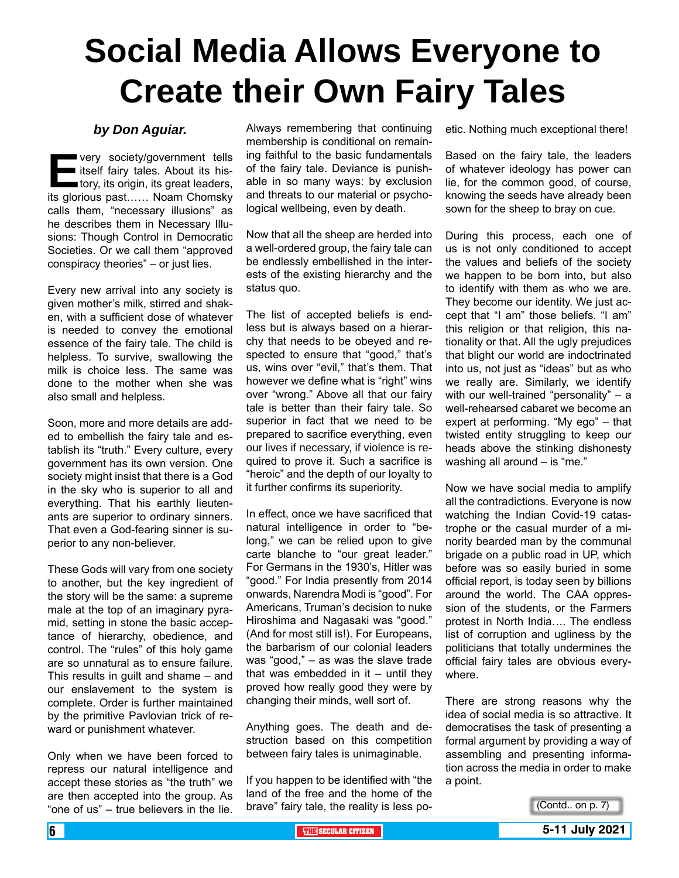# Social Media Allows Everyone to Create their Own Fairy Tales

***by Don Aguiar.***

Every society/government tells itself fairy tales. About its history, its origin, its great leaders, its glorious past…… Noam Chomsky calls them, "necessary illusions" as he describes them in Necessary Illusions: Though Control in Democratic Societies. Or we call them "approved conspiracy theories" – or just lies.

Every new arrival into any society is given mother's milk, stirred and shaken, with a sufficient dose of whatever is needed to convey the emotional essence of the fairy tale. The child is helpless. To survive, swallowing the milk is choice less. The same was done to the mother when she was also small and helpless.

Soon, more and more details are added to embellish the fairy tale and establish its "truth." Every culture, every government has its own version. One society might insist that there is a God in the sky who is superior to all and everything. That his earthly lieutenants are superior to ordinary sinners. That even a God-fearing sinner is superior to any non-believer.

These Gods will vary from one society to another, but the key ingredient of the story will be the same: a supreme male at the top of an imaginary pyramid, setting in stone the basic acceptance of hierarchy, obedience, and control. The "rules" of this holy game are so unnatural as to ensure failure. This results in guilt and shame – and our enslavement to the system is complete. Order is further maintained by the primitive Pavlovian trick of reward or punishment whatever.

Only when we have been forced to repress our natural intelligence and accept these stories as "the truth" we are then accepted into the group. As "one of us" – true believers in the lie. Always remembering that continuing membership is conditional on remaining faithful to the basic fundamentals of the fairy tale. Deviance is punishable in so many ways: by exclusion and threats to our material or psychological wellbeing, even by death.

Now that all the sheep are herded into a well-ordered group, the fairy tale can be endlessly embellished in the interests of the existing hierarchy and the status quo.

The list of accepted beliefs is endless but is always based on a hierarchy that needs to be obeyed and respected to ensure that "good," that's us, wins over "evil," that's them. That however we define what is "right" wins over "wrong." Above all that our fairy tale is better than their fairy tale. So superior in fact that we need to be prepared to sacrifice everything, even our lives if necessary, if violence is required to prove it. Such a sacrifice is "heroic" and the depth of our loyalty to it further confirms its superiority.

In effect, once we have sacrificed that natural intelligence in order to "belong," we can be relied upon to give carte blanche to "our great leader." For Germans in the 1930's, Hitler was "good." For India presently from 2014 onwards, Narendra Modi is "good". For Americans, Truman's decision to nuke Hiroshima and Nagasaki was "good." (And for most still is!). For Europeans, the barbarism of our colonial leaders was "good," – as was the slave trade that was embedded in it – until they proved how really good they were by changing their minds, well sort of.

Anything goes. The death and destruction based on this competition between fairy tales is unimaginable.

If you happen to be identified with "the land of the free and the home of the brave" fairy tale, the reality is less poetic. Nothing much exceptional there!

Based on the fairy tale, the leaders of whatever ideology has power can lie, for the common good, of course, knowing the seeds have already been sown for the sheep to bray on cue.

During this process, each one of us is not only conditioned to accept the values and beliefs of the society we happen to be born into, but also to identify with them as who we are. They become our identity. We just accept that "I am" those beliefs. "I am" this religion or that religion, this nationality or that. All the ugly prejudices that blight our world are indoctrinated into us, not just as "ideas" but as who we really are. Similarly, we identify with our well-trained "personality" – a well-rehearsed cabaret we become an expert at performing. "My ego" – that twisted entity struggling to keep our heads above the stinking dishonesty washing all around – is "me."

Now we have social media to amplify all the contradictions. Everyone is now watching the Indian Covid-19 catastrophe or the casual murder of a minority bearded man by the communal brigade on a public road in UP, which before was so easily buried in some official report, is today seen by billions around the world. The CAA oppression of the students, or the Farmers protest in North India…. The endless list of corruption and ugliness by the politicians that totally undermines the official fairy tales are obvious everywhere.

There are strong reasons why the idea of social media is so attractive. It democratises the task of presenting a formal argument by providing a way of assembling and presenting information across the media in order to make a point.

(Contd.. on p. 7)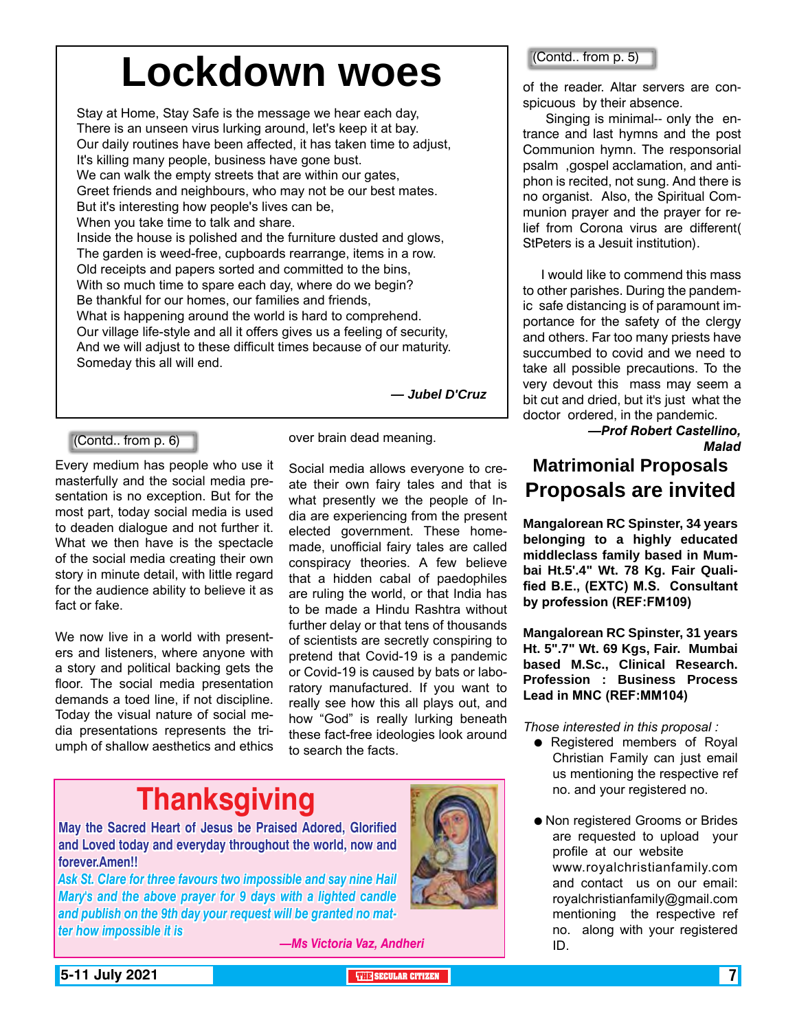# Lockdown woes

Stay at Home, Stay Safe is the message we hear each day,
There is an unseen virus lurking around, let's keep it at bay.
Our daily routines have been affected, it has taken time to adjust,
It's killing many people, business have gone bust.
We can walk the empty streets that are within our gates,
Greet friends and neighbours, who may not be our best mates.
But it's interesting how people's lives can be,
When you take time to talk and share.
Inside the house is polished and the furniture dusted and glows,
The garden is weed-free, cupboards rearrange, items in a row.
Old receipts and papers sorted and committed to the bins,
With so much time to spare each day, where do we begin?
Be thankful for our homes, our families and friends,
What is happening around the world is hard to comprehend.
Our village life-style and all it offers gives us a feeling of security,
And we will adjust to these difficult times because of our maturity.
Someday this all will end.

***— Jubel D'Cruz***

(Contd.. from p. 6)

Every medium has people who use it masterfully and the social media presentation is no exception. But for the most part, today social media is used to deaden dialogue and not further it. What we then have is the spectacle of the social media creating their own story in minute detail, with little regard for the audience ability to believe it as fact or fake.

We now live in a world with presenters and listeners, where anyone with a story and political backing gets the floor. The social media presentation demands a toed line, if not discipline. Today the visual nature of social media presentations represents the triumph of shallow aesthetics and ethics over brain dead meaning.

Social media allows everyone to create their own fairy tales and that is what presently we the people of India are experiencing from the present elected government. These homemade, unofficial fairy tales are called conspiracy theories. A few believe that a hidden cabal of paedophiles are ruling the world, or that India has to be made a Hindu Rashtra without further delay or that tens of thousands of scientists are secretly conspiring to pretend that Covid-19 is a pandemic or Covid-19 is caused by bats or laboratory manufactured. If you want to really see how this all plays out, and how "God" is really lurking beneath these fact-free ideologies look around to search the facts.

# Thanksgiving

**May the Sacred Heart of Jesus be Praised Adored, Glorified and Loved today and everyday throughout the world, now and forever.Amen!!**

***Ask St. Clare for three favours two impossible and say nine Hail Mary's and the above prayer for 9 days with a lighted candle and publish on the 9th day your request will be granted no matter how impossible it is***

***—Ms Victoria Vaz, Andheri***

(Contd.. from p. 5)

of the reader. Altar servers are conspicuous by their absence.

Singing is minimal-- only the entrance and last hymns and the post Communion hymn. The responsorial psalm ,gospel acclamation, and antiphon is recited, not sung. And there is no organist. Also, the Spiritual Communion prayer and the prayer for relief from Corona virus are different( StPeters is a Jesuit institution).

I would like to commend this mass to other parishes. During the pandemic safe distancing is of paramount importance for the safety of the clergy and others. Far too many priests have succumbed to covid and we need to take all possible precautions. To the very devout this mass may seem a bit cut and dried, but it's just what the doctor ordered, in the pandemic.

***—Prof Robert Castellino, Malad***

## Matrimonial Proposals

# Proposals are invited

**Mangalorean RC Spinster, 34 years belonging to a highly educated middleclass family based in Mumbai Ht.5'.4" Wt. 78 Kg. Fair Qualified B.E., (EXTC) M.S. Consultant by profession (REF:FM109)**

**Mangalorean RC Spinster, 31 years Ht. 5".7" Wt. 69 Kgs, Fair. Mumbai based M.Sc., Clinical Research. Profession : Business Process Lead in MNC (REF:MM104)**

*Those interested in this proposal :*

- Registered members of Royal Christian Family can just email us mentioning the respective ref no. and your registered no.
- Non registered Grooms or Brides are requested to upload your profile at our website www.royalchristianfamily.com and contact us on our email: royalchristianfamily@gmail.com mentioning the respective ref no. along with your registered ID.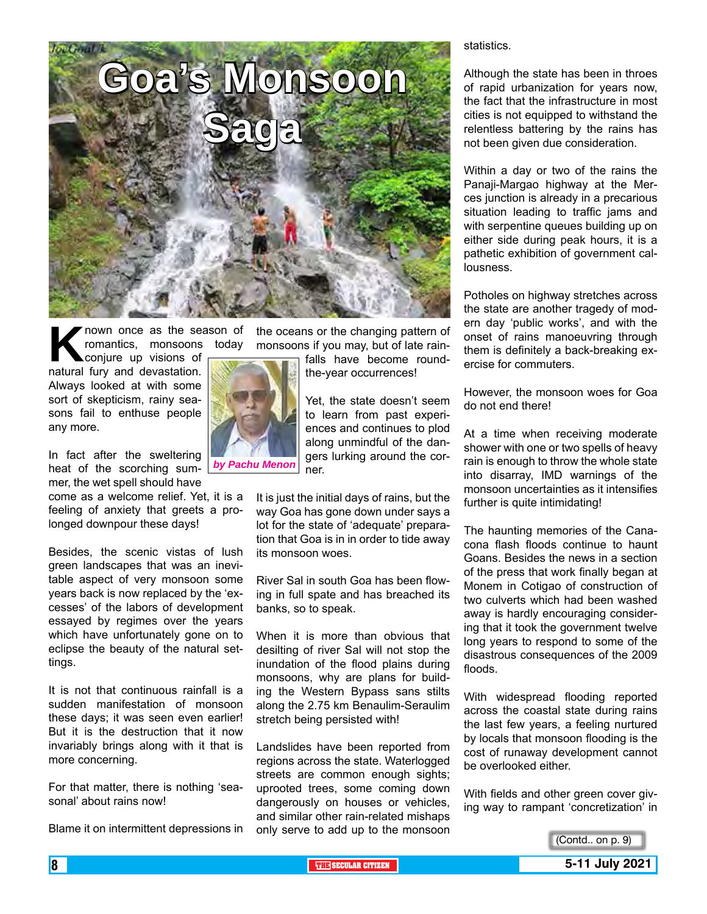# Goa's Monsoon Saga

*by Pachu Menon*

Known once as the season of romantics, monsoons today conjure up visions of natural fury and devastation. Always looked at with some sort of skepticism, rainy seasons fail to enthuse people any more.

In fact after the sweltering heat of the scorching summer, the wet spell should have come as a welcome relief. Yet, it is a feeling of anxiety that greets a prolonged downpour these days!

Besides, the scenic vistas of lush green landscapes that was an inevitable aspect of very monsoon some years back is now replaced by the 'excesses' of the labors of development essayed by regimes over the years which have unfortunately gone on to eclipse the beauty of the natural settings.

It is not that continuous rainfall is a sudden manifestation of monsoon these days; it was seen even earlier! But it is the destruction that it now invariably brings along with it that is more concerning.

For that matter, there is nothing 'seasonal' about rains now!

Blame it on intermittent depressions in the oceans or the changing pattern of monsoons if you may, but of late rainfalls have become round-the-year occurrences!

Yet, the state doesn't seem to learn from past experiences and continues to plod along unmindful of the dangers lurking around the corner.

It is just the initial days of rains, but the way Goa has gone down under says a lot for the state of 'adequate' preparation that Goa is in in order to tide away its monsoon woes.

River Sal in south Goa has been flowing in full spate and has breached its banks, so to speak.

When it is more than obvious that desilting of river Sal will not stop the inundation of the flood plains during monsoons, why are plans for building the Western Bypass sans stilts along the 2.75 km Benaulim-Seraulim stretch being persisted with!

Landslides have been reported from regions across the state. Waterlogged streets are common enough sights; uprooted trees, some coming down dangerously on houses or vehicles, and similar other rain-related mishaps only serve to add up to the monsoon statistics.

Although the state has been in throes of rapid urbanization for years now, the fact that the infrastructure in most cities is not equipped to withstand the relentless battering by the rains has not been given due consideration.

Within a day or two of the rains the Panaji-Margao highway at the Merces junction is already in a precarious situation leading to traffic jams and with serpentine queues building up on either side during peak hours, it is a pathetic exhibition of government callousness.

Potholes on highway stretches across the state are another tragedy of modern day 'public works', and with the onset of rains manoeuvring through them is definitely a back-breaking exercise for commuters.

However, the monsoon woes for Goa do not end there!

At a time when receiving moderate shower with one or two spells of heavy rain is enough to throw the whole state into disarray, IMD warnings of the monsoon uncertainties as it intensifies further is quite intimidating!

The haunting memories of the Canacona flash floods continue to haunt Goans. Besides the news in a section of the press that work finally began at Monem in Cotigao of construction of two culverts which had been washed away is hardly encouraging considering that it took the government twelve long years to respond to some of the disastrous consequences of the 2009 floods.

With widespread flooding reported across the coastal state during rains the last few years, a feeling nurtured by locals that monsoon flooding is the cost of runaway development cannot be overlooked either.

With fields and other green cover giving way to rampant 'concretization' in

(Contd.. on p. 9)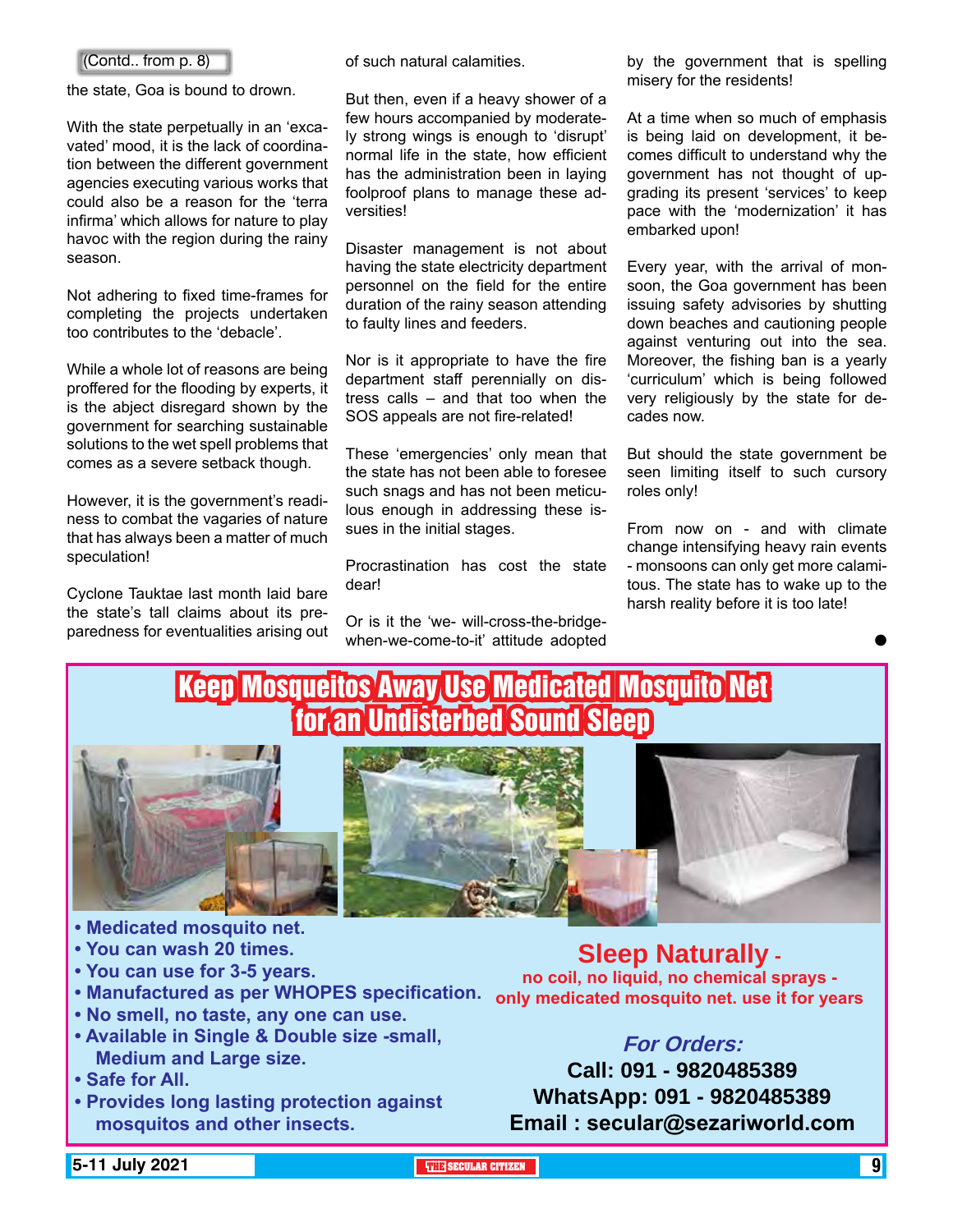(Contd.. from p. 8)

the state, Goa is bound to drown.

With the state perpetually in an 'excavated' mood, it is the lack of coordination between the different government agencies executing various works that could also be a reason for the 'terra infirma' which allows for nature to play havoc with the region during the rainy season.

Not adhering to fixed time-frames for completing the projects undertaken too contributes to the 'debacle'.

While a whole lot of reasons are being proffered for the flooding by experts, it is the abject disregard shown by the government for searching sustainable solutions to the wet spell problems that comes as a severe setback though.

However, it is the government's readiness to combat the vagaries of nature that has always been a matter of much speculation!

Cyclone Tauktae last month laid bare the state's tall claims about its preparedness for eventualities arising out of such natural calamities.

But then, even if a heavy shower of a few hours accompanied by moderately strong wings is enough to 'disrupt' normal life in the state, how efficient has the administration been in laying foolproof plans to manage these adversities!

Disaster management is not about having the state electricity department personnel on the field for the entire duration of the rainy season attending to faulty lines and feeders.

Nor is it appropriate to have the fire department staff perennially on distress calls – and that too when the SOS appeals are not fire-related!

These 'emergencies' only mean that the state has not been able to foresee such snags and has not been meticulous enough in addressing these issues in the initial stages.

Procrastination has cost the state dear!

Or is it the 'we- will-cross-the-bridge-when-we-come-to-it' attitude adopted by the government that is spelling misery for the residents!

At a time when so much of emphasis is being laid on development, it becomes difficult to understand why the government has not thought of upgrading its present 'services' to keep pace with the 'modernization' it has embarked upon!

Every year, with the arrival of monsoon, the Goa government has been issuing safety advisories by shutting down beaches and cautioning people against venturing out into the sea. Moreover, the fishing ban is a yearly 'curriculum' which is being followed very religiously by the state for decades now.

But should the state government be seen limiting itself to such cursory roles only!

From now on - and with climate change intensifying heavy rain events - monsoons can only get more calamitous. The state has to wake up to the harsh reality before it is too late!

## Keep Mosqueitos Away Use Medicated Mosquito Net for an Undisterbed Sound Sleep

- Medicated mosquito net.
- You can wash 20 times.
- You can use for 3-5 years.
- Manufactured as per WHOPES specification.
- No smell, no taste, any one can use.
- Available in Single & Double size -small, Medium and Large size.
- Safe for All.
- Provides long lasting protection against mosquitos and other insects.

**Sleep Naturally -**
**no coil, no liquid, no chemical sprays - only medicated mosquito net. use it for years**

***For Orders:***
**Call: 091 - 9820485389**
**WhatsApp: 091 - 9820485389**
**Email : secular@sezariworld.com**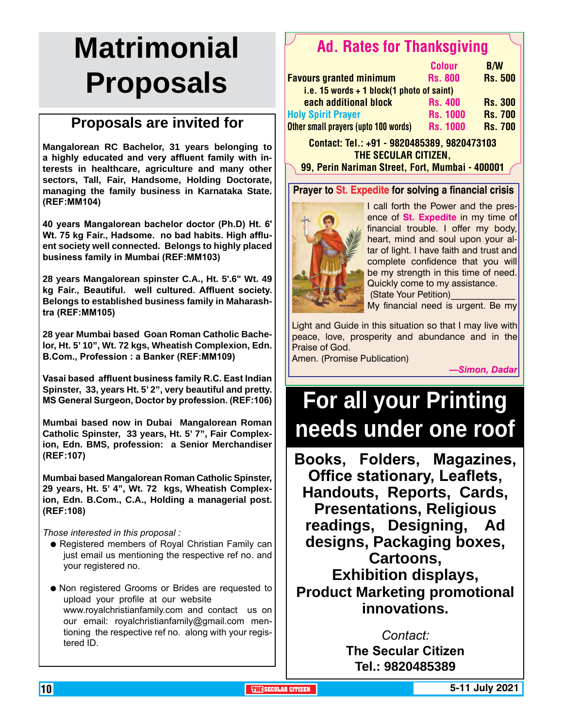# Matrimonial Proposals

## Proposals are invited for

**Mangalorean RC Bachelor, 31 years belonging to a highly educated and very affluent family with interests in healthcare, agriculture and many other sectors, Tall, Fair, Handsome, Holding Doctorate, managing the family business in Karnataka State. (REF:MM104)**

**40 years Mangalorean bachelor doctor (Ph.D) Ht. 6' Wt. 75 kg Fair., Hadsome. no bad habits. High affluent society well connected. Belongs to highly placed business family in Mumbai (REF:MM103)**

**28 years Mangalorean spinster C.A., Ht. 5'.6" Wt. 49 kg Fair., Beautiful. well cultured. Affluent society. Belongs to established business family in Maharashtra (REF:MM105)**

**28 year Mumbai based Goan Roman Catholic Bachelor, Ht. 5' 10", Wt. 72 kgs, Wheatish Complexion, Edn. B.Com., Profession : a Banker (REF:MM109)**

**Vasai based affluent business family R.C. East Indian Spinster, 33, years Ht. 5' 2", very beautiful and pretty. MS General Surgeon, Doctor by profession. (REF:106)**

**Mumbai based now in Dubai Mangalorean Roman Catholic Spinster, 33 years, Ht. 5' 7", Fair Complexion, Edn. BMS, profession: a Senior Merchandiser (REF:107)**

**Mumbai based Mangalorean Roman Catholic Spinster, 29 years, Ht. 5' 4", Wt. 72 kgs, Wheatish Complexion, Edn. B.Com., C.A., Holding a managerial post. (REF:108)**

*Those interested in this proposal :*

- Registered members of Royal Christian Family can just email us mentioning the respective ref no. and your registered no.
- Non registered Grooms or Brides are requested to upload your profile at our website www.royalchristianfamily.com and contact us on our email: royalchristianfamily@gmail.com mentioning the respective ref no. along with your registered ID.

## Ad. Rates for Thanksgiving

| | Colour | B/W |
|---|---|---|
| Favours granted minimum | Rs. 800 | Rs. 500 |
| i.e. 15 words + 1 block(1 photo of saint) | | |
| each additional block | Rs. 400 | Rs. 300 |
| Holy Spirit Prayer | Rs. 1000 | Rs. 700 |
| Other small prayers (upto 100 words) | Rs. 1000 | Rs. 700 |

**Contact: Tel.: +91 - 9820485389, 9820473103**
**THE SECULAR CITIZEN,**
**99, Perin Nariman Street, Fort, Mumbai - 400001**

## Prayer to St. Expedite for solving a financial crisis

I call forth the Power and the presence of **St. Expedite** in my time of financial trouble. I offer my body, heart, mind and soul upon your altar of light. I have faith and trust and complete confidence that you will be my strength in this time of need. Quickly come to my assistance.
(State Your Petition)____________
My financial need is urgent. Be my Light and Guide in this situation so that I may live with peace, love, prosperity and abundance and in the Praise of God.
Amen. (Promise Publication)

*—Simon, Dadar*

# For all your Printing needs under one roof

**Books, Folders, Magazines, Office stationary, Leaflets, Handouts, Reports, Cards, Presentations, Religious readings, Designing, Ad designs, Packaging boxes, Cartoons, Exhibition displays, Product Marketing promotional innovations.**

*Contact:*
**The Secular Citizen**
**Tel.: 9820485389**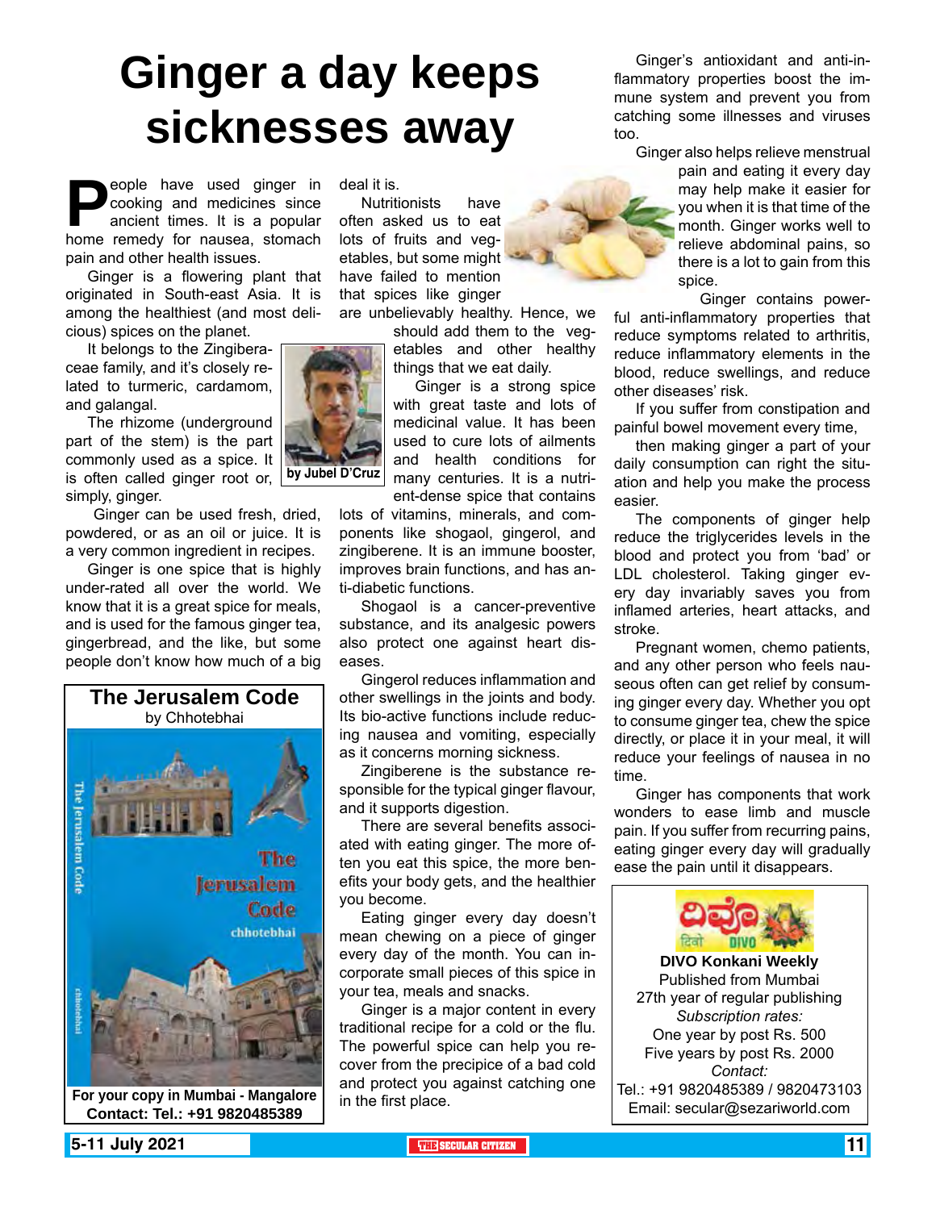# Ginger a day keeps sicknesses away

People have used ginger in cooking and medicines since ancient times. It is a popular home remedy for nausea, stomach pain and other health issues.

Ginger is a flowering plant that originated in South-east Asia. It is among the healthiest (and most delicious) spices on the planet.

It belongs to the Zingiberaceae family, and it's closely related to turmeric, cardamom, and galangal.

The rhizome (underground part of the stem) is the part commonly used as a spice. It is often called ginger root or, simply, ginger.

Ginger can be used fresh, dried, powdered, or as an oil or juice. It is a very common ingredient in recipes.

Ginger is one spice that is highly under-rated all over the world. We know that it is a great spice for meals, and is used for the famous ginger tea, gingerbread, and the like, but some people don't know how much of a big deal it is.

**by Jubel D'Cruz**

Nutritionists have often asked us to eat lots of fruits and vegetables, but some might have failed to mention that spices like ginger are unbelievably healthy. Hence, we should add them to the vegetables and other healthy things that we eat daily.

Ginger is a strong spice with great taste and lots of medicinal value. It has been used to cure lots of ailments and health conditions for many centuries. It is a nutrient-dense spice that contains lots of vitamins, minerals, and components like shogaol, gingerol, and zingiberene. It is an immune booster, improves brain functions, and has anti-diabetic functions.

Shogaol is a cancer-preventive substance, and its analgesic powers also protect one against heart diseases.

Gingerol reduces inflammation and other swellings in the joints and body. Its bio-active functions include reducing nausea and vomiting, especially as it concerns morning sickness.

Zingiberene is the substance responsible for the typical ginger flavour, and it supports digestion.

There are several benefits associated with eating ginger. The more often you eat this spice, the more benefits your body gets, and the healthier you become.

Eating ginger every day doesn't mean chewing on a piece of ginger every day of the month. You can incorporate small pieces of this spice in your tea, meals and snacks.

Ginger is a major content in every traditional recipe for a cold or the flu. The powerful spice can help you recover from the precipice of a bad cold and protect you against catching one in the first place.

Ginger's antioxidant and anti-inflammatory properties boost the immune system and prevent you from catching some illnesses and viruses too.

Ginger also helps relieve menstrual pain and eating it every day may help make it easier for you when it is that time of the month. Ginger works well to relieve abdominal pains, so there is a lot to gain from this spice.

Ginger contains powerful anti-inflammatory properties that reduce symptoms related to arthritis, reduce inflammatory elements in the blood, reduce swellings, and reduce other diseases' risk.

If you suffer from constipation and painful bowel movement every time, then making ginger a part of your daily consumption can right the situation and help you make the process easier.

The components of ginger help reduce the triglycerides levels in the blood and protect you from 'bad' or LDL cholesterol. Taking ginger every day invariably saves you from inflamed arteries, heart attacks, and stroke.

Pregnant women, chemo patients, and any other person who feels nauseous often can get relief by consuming ginger every day. Whether you opt to consume ginger tea, chew the spice directly, or place it in your meal, it will reduce your feelings of nausea in no time.

Ginger has components that work wonders to ease limb and muscle pain. If you suffer from recurring pains, eating ginger every day will gradually ease the pain until it disappears.

---

**The Jerusalem Code**
by Chhotebhai

**For your copy in Mumbai - Mangalore**
**Contact: Tel.: +91 9820485389**

---

**DIVO Konkani Weekly**
Published from Mumbai
27th year of regular publishing
*Subscription rates:*
One year by post Rs. 500
Five years by post Rs. 2000
*Contact:*
Tel.: +91 9820485389 / 9820473103
Email: secular@sezariworld.com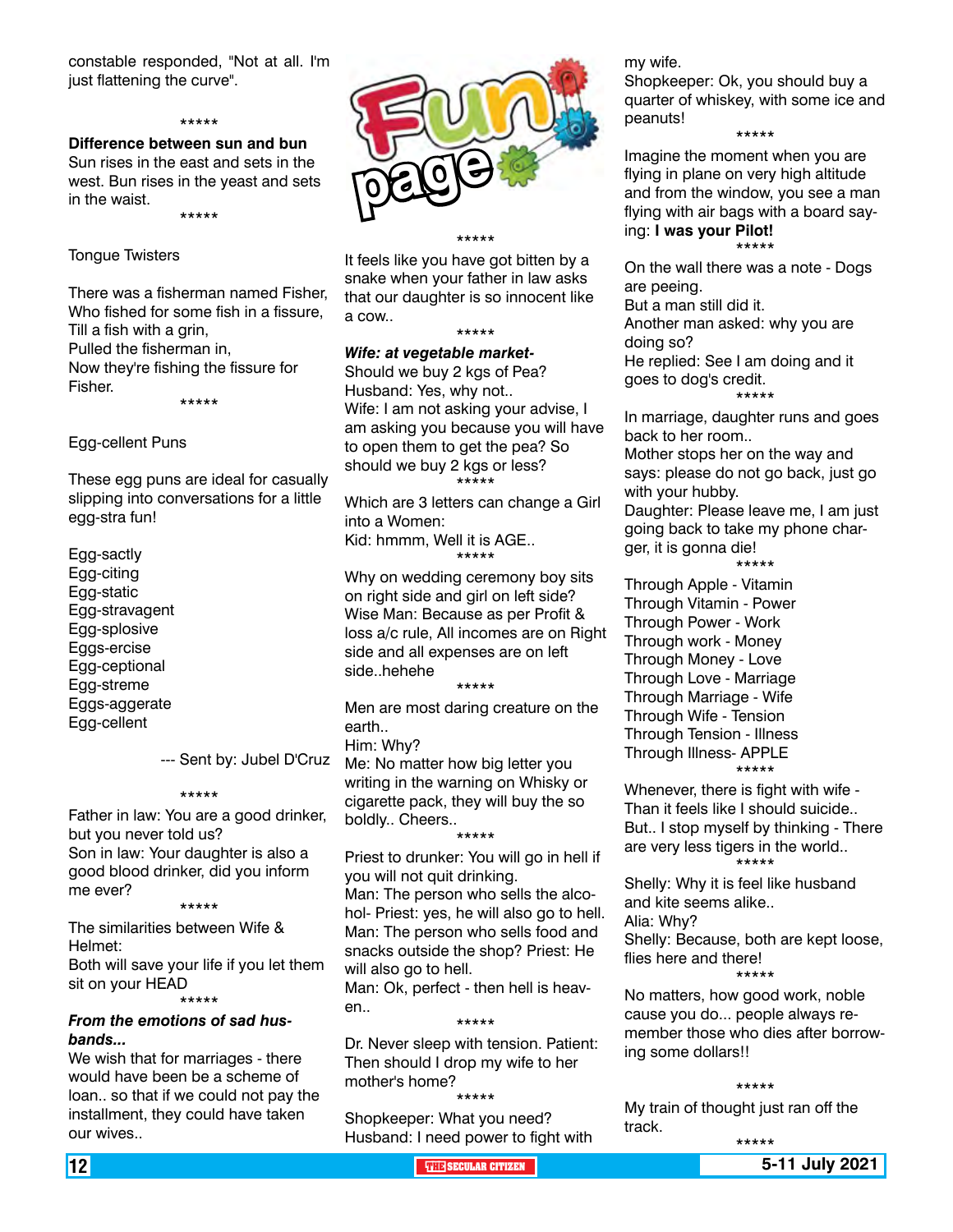constable responded, "Not at all. I'm just flattening the curve".

*****

**Difference between sun and bun**

Sun rises in the east and sets in the west. Bun rises in the yeast and sets in the waist.

*****

Tongue Twisters

There was a fisherman named Fisher,
Who fished for some fish in a fissure,
Till a fish with a grin,
Pulled the fisherman in,
Now they're fishing the fissure for Fisher.

*****

Egg-cellent Puns

These egg puns are ideal for casually slipping into conversations for a little egg-stra fun!

Egg-sactly
Egg-citing
Egg-static
Egg-stravagent
Egg-splosive
Eggs-ercise
Egg-ceptional
Egg-streme
Eggs-aggerate
Egg-cellent

--- Sent by: Jubel D'Cruz

*****

Father in law: You are a good drinker, but you never told us?
Son in law: Your daughter is also a good blood drinker, did you inform me ever?

*****

The similarities between Wife & Helmet:
Both will save your life if you let them sit on your HEAD

*****

***From the emotions of sad husbands...***

We wish that for marriages - there would have been be a scheme of loan.. so that if we could not pay the installment, they could have taken our wives..

# Fun page

*****

It feels like you have got bitten by a snake when your father in law asks that our daughter is so innocent like a cow..

*****

***Wife: at vegetable market-***
Should we buy 2 kgs of Pea?
Husband: Yes, why not..
Wife: I am not asking your advise, I am asking you because you will have to open them to get the pea? So should we buy 2 kgs or less?

*****

Which are 3 letters can change a Girl into a Women:
Kid: hmmm, Well it is AGE..

*****

Why on wedding ceremony boy sits on right side and girl on left side?
Wise Man: Because as per Profit & loss a/c rule, All incomes are on Right side and all expenses are on left side..hehehe

*****

Men are most daring creature on the earth..
Him: Why?
Me: No matter how big letter you writing in the warning on Whisky or cigarette pack, they will buy the so boldly.. Cheers..

*****

Priest to drunker: You will go in hell if you will not quit drinking.
Man: The person who sells the alcohol- Priest: yes, he will also go to hell.
Man: The person who sells food and snacks outside the shop? Priest: He will also go to hell.
Man: Ok, perfect - then hell is heaven..

*****

Dr. Never sleep with tension. Patient: Then should I drop my wife to her mother's home?

*****

Shopkeeper: What you need?
Husband: I need power to fight with my wife.
Shopkeeper: Ok, you should buy a quarter of whiskey, with some ice and peanuts!

*****

Imagine the moment when you are flying in plane on very high altitude and from the window, you see a man flying with air bags with a board saying: **I was your Pilot!**

*****

On the wall there was a note - Dogs are peeing.
But a man still did it.
Another man asked: why you are doing so?
He replied: See I am doing and it goes to dog's credit.

*****

In marriage, daughter runs and goes back to her room..
Mother stops her on the way and says: please do not go back, just go with your hubby.
Daughter: Please leave me, I am just going back to take my phone charger, it is gonna die!

*****

Through Apple - Vitamin
Through Vitamin - Power
Through Power - Work
Through work - Money
Through Money - Love
Through Love - Marriage
Through Marriage - Wife
Through Wife - Tension
Through Tension - Illness
Through Illness- APPLE

*****

Whenever, there is fight with wife - Than it feels like I should suicide..
But.. I stop myself by thinking - There are very less tigers in the world..

*****

Shelly: Why it is feel like husband and kite seems alike..
Alia: Why?
Shelly: Because, both are kept loose, flies here and there!

*****

No matters, how good work, noble cause you do... people always remember those who dies after borrowing some dollars!!

*****

My train of thought just ran off the track.

*****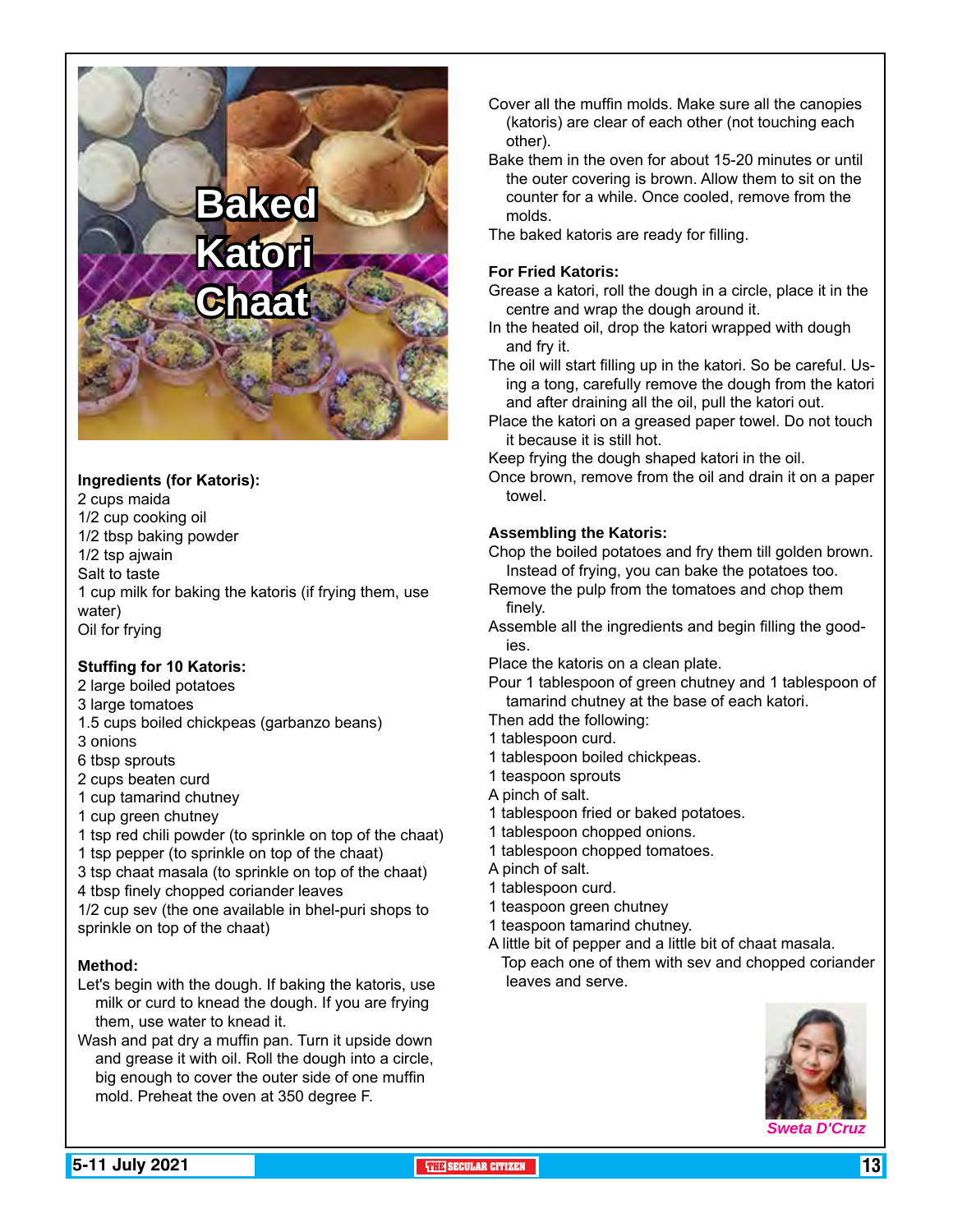# Baked Katori Chaat

**Ingredients (for Katoris):**

2 cups maida
1/2 cup cooking oil
1/2 tbsp baking powder
1/2 tsp ajwain
Salt to taste
1 cup milk for baking the katoris (if frying them, use water)
Oil for frying

**Stuffing for 10 Katoris:**

2 large boiled potatoes
3 large tomatoes
1.5 cups boiled chickpeas (garbanzo beans)
3 onions
6 tbsp sprouts
2 cups beaten curd
1 cup tamarind chutney
1 cup green chutney
1 tsp red chili powder (to sprinkle on top of the chaat)
1 tsp pepper (to sprinkle on top of the chaat)
3 tsp chaat masala (to sprinkle on top of the chaat)
4 tbsp finely chopped coriander leaves
1/2 cup sev (the one available in bhel-puri shops to sprinkle on top of the chaat)

**Method:**

Let's begin with the dough. If baking the katoris, use milk or curd to knead the dough. If you are frying them, use water to knead it.

Wash and pat dry a muffin pan. Turn it upside down and grease it with oil. Roll the dough into a circle, big enough to cover the outer side of one muffin mold. Preheat the oven at 350 degree F.

Cover all the muffin molds. Make sure all the canopies (katoris) are clear of each other (not touching each other).

Bake them in the oven for about 15-20 minutes or until the outer covering is brown. Allow them to sit on the counter for a while. Once cooled, remove from the molds.

The baked katoris are ready for filling.

**For Fried Katoris:**

Grease a katori, roll the dough in a circle, place it in the centre and wrap the dough around it.

In the heated oil, drop the katori wrapped with dough and fry it.

The oil will start filling up in the katori. So be careful. Using a tong, carefully remove the dough from the katori and after draining all the oil, pull the katori out.

Place the katori on a greased paper towel. Do not touch it because it is still hot.

Keep frying the dough shaped katori in the oil.

Once brown, remove from the oil and drain it on a paper towel.

**Assembling the Katoris:**

Chop the boiled potatoes and fry them till golden brown. Instead of frying, you can bake the potatoes too.

Remove the pulp from the tomatoes and chop them finely.

Assemble all the ingredients and begin filling the goodies.

Place the katoris on a clean plate.

Pour 1 tablespoon of green chutney and 1 tablespoon of tamarind chutney at the base of each katori.

Then add the following:
1 tablespoon curd.
1 tablespoon boiled chickpeas.
1 teaspoon sprouts
A pinch of salt.
1 tablespoon fried or baked potatoes.
1 tablespoon chopped onions.
1 tablespoon chopped tomatoes.
A pinch of salt.
1 tablespoon curd.
1 teaspoon green chutney
1 teaspoon tamarind chutney.
A little bit of pepper and a little bit of chaat masala.

Top each one of them with sev and chopped coriander leaves and serve.

*Sweta D'Cruz*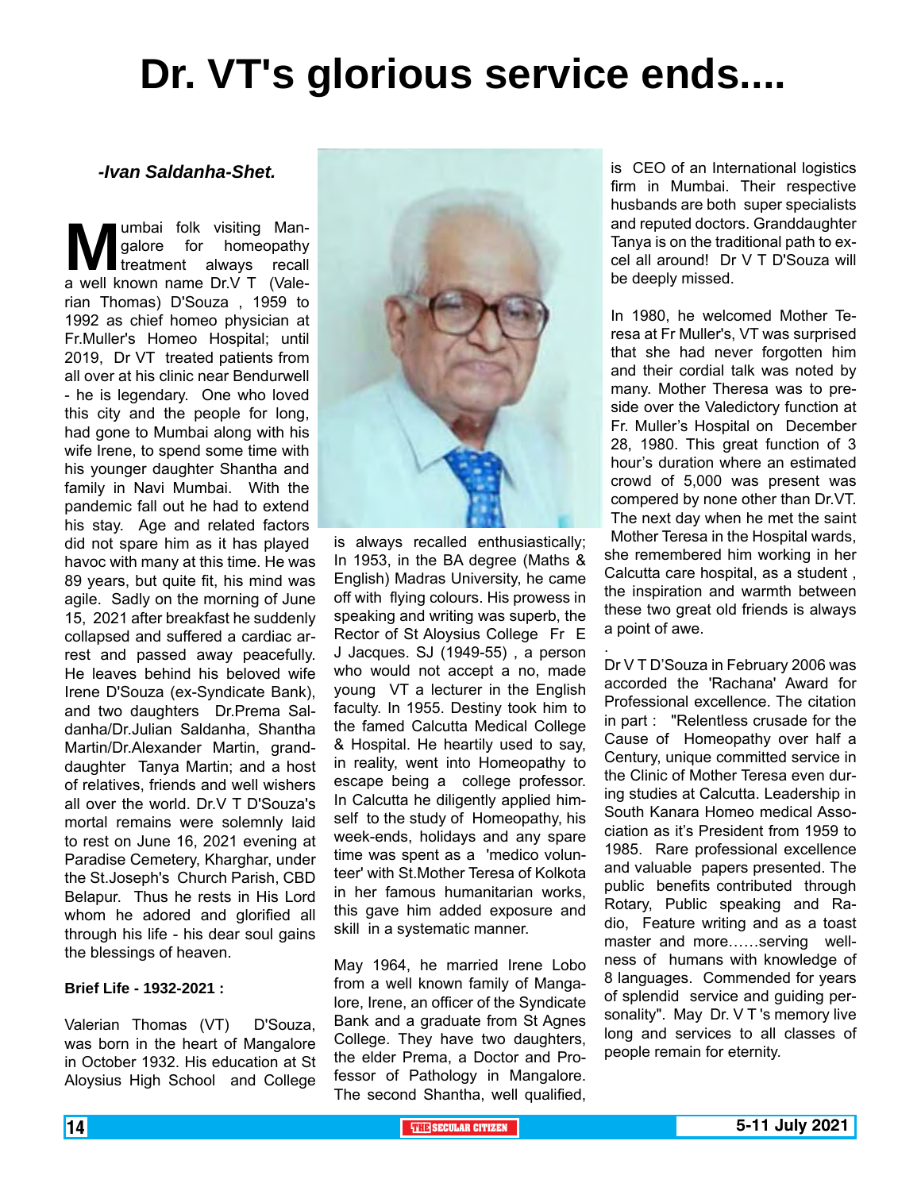# Dr. VT's glorious service ends....

***-Ivan Saldanha-Shet.***

Mumbai folk visiting Mangalore for homeopathy treatment always recall a well known name Dr.V T (Valerian Thomas) D'Souza , 1959 to 1992 as chief homeo physician at Fr.Muller's Homeo Hospital; until 2019, Dr VT treated patients from all over at his clinic near Bendurwell - he is legendary. One who loved this city and the people for long, had gone to Mumbai along with his wife Irene, to spend some time with his younger daughter Shantha and family in Navi Mumbai. With the pandemic fall out he had to extend his stay. Age and related factors did not spare him as it has played havoc with many at this time. He was 89 years, but quite fit, his mind was agile. Sadly on the morning of June 15, 2021 after breakfast he suddenly collapsed and suffered a cardiac arrest and passed away peacefully. He leaves behind his beloved wife Irene D'Souza (ex-Syndicate Bank), and two daughters Dr.Prema Saldanha/Dr.Julian Saldanha, Shantha Martin/Dr.Alexander Martin, granddaughter Tanya Martin; and a host of relatives, friends and well wishers all over the world. Dr.V T D'Souza's mortal remains were solemnly laid to rest on June 16, 2021 evening at Paradise Cemetery, Kharghar, under the St.Joseph's Church Parish, CBD Belapur. Thus he rests in His Lord whom he adored and glorified all through his life - his dear soul gains the blessings of heaven.

**Brief Life - 1932-2021 :**

Valerian Thomas (VT) D'Souza, was born in the heart of Mangalore in October 1932. His education at St Aloysius High School and College is always recalled enthusiastically; In 1953, in the BA degree (Maths & English) Madras University, he came off with flying colours. His prowess in speaking and writing was superb, the Rector of St Aloysius College Fr E J Jacques. SJ (1949-55) , a person who would not accept a no, made young VT a lecturer in the English faculty. In 1955. Destiny took him to the famed Calcutta Medical College & Hospital. He heartily used to say, in reality, went into Homeopathy to escape being a college professor. In Calcutta he diligently applied himself to the study of Homeopathy, his week-ends, holidays and any spare time was spent as a 'medico volunteer' with St.Mother Teresa of Kolkota in her famous humanitarian works, this gave him added exposure and skill in a systematic manner.

May 1964, he married Irene Lobo from a well known family of Mangalore, Irene, an officer of the Syndicate Bank and a graduate from St Agnes College. They have two daughters, the elder Prema, a Doctor and Professor of Pathology in Mangalore. The second Shantha, well qualified, is CEO of an International logistics firm in Mumbai. Their respective husbands are both super specialists and reputed doctors. Granddaughter Tanya is on the traditional path to excel all around! Dr V T D'Souza will be deeply missed.

In 1980, he welcomed Mother Teresa at Fr Muller's, VT was surprised that she had never forgotten him and their cordial talk was noted by many. Mother Theresa was to preside over the Valedictory function at Fr. Muller's Hospital on December 28, 1980. This great function of 3 hour's duration where an estimated crowd of 5,000 was present was compered by none other than Dr.VT. The next day when he met the saint Mother Teresa in the Hospital wards, she remembered him working in her Calcutta care hospital, as a student , the inspiration and warmth between these two great old friends is always a point of awe.

Dr V T D'Souza in February 2006 was accorded the 'Rachana' Award for Professional excellence. The citation in part : "Relentless crusade for the Cause of Homeopathy over half a Century, unique committed service in the Clinic of Mother Teresa even during studies at Calcutta. Leadership in South Kanara Homeo medical Association as it's President from 1959 to 1985. Rare professional excellence and valuable papers presented. The public benefits contributed through Rotary, Public speaking and Radio, Feature writing and as a toast master and more……serving wellness of humans with knowledge of 8 languages. Commended for years of splendid service and guiding personality". May Dr. V T 's memory live long and services to all classes of people remain for eternity.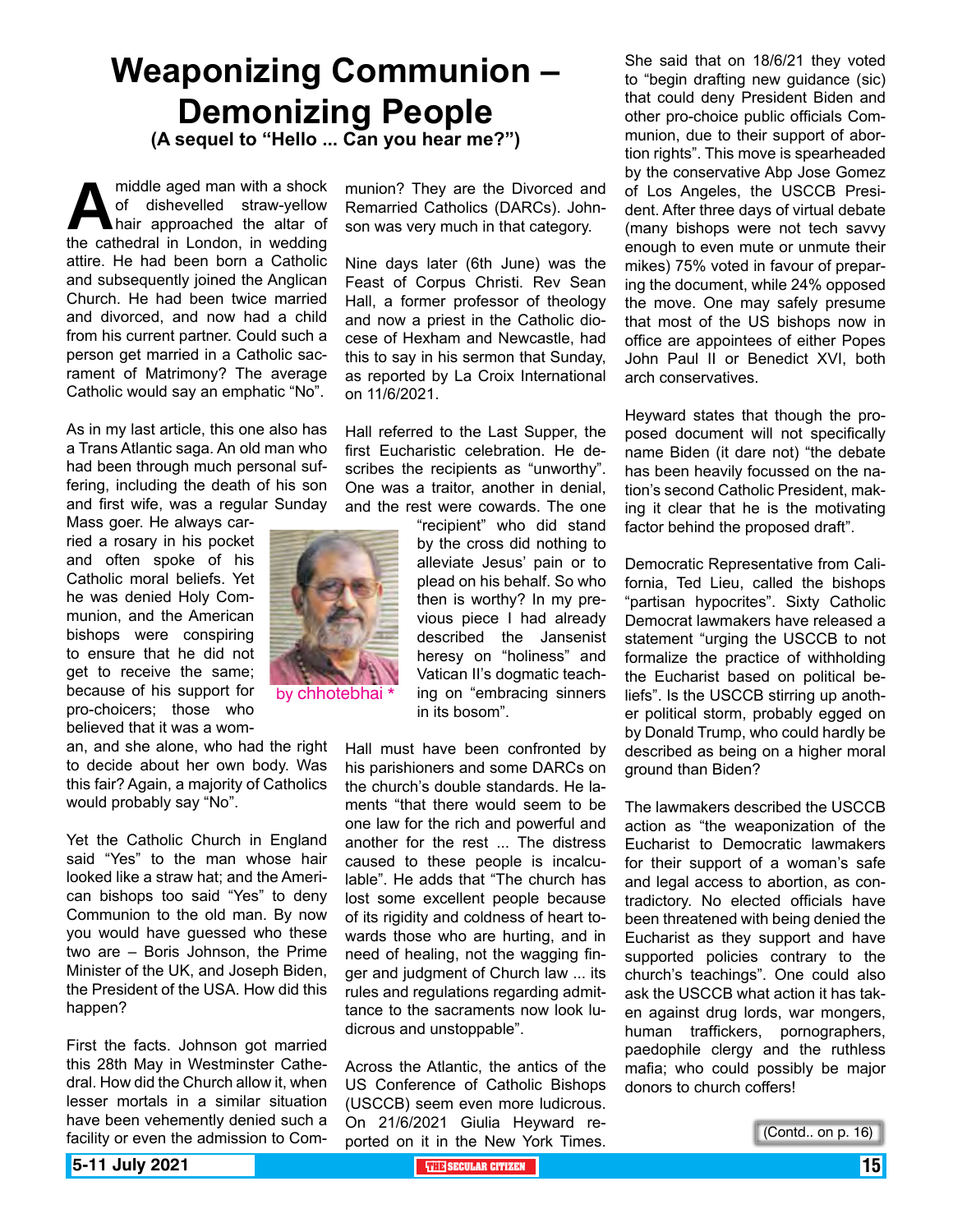# Weaponizing Communion – Demonizing People

### (A sequel to "Hello ... Can you hear me?")

A middle aged man with a shock of dishevelled straw-yellow hair approached the altar of the cathedral in London, in wedding attire. He had been born a Catholic and subsequently joined the Anglican Church. He had been twice married and divorced, and now had a child from his current partner. Could such a person get married in a Catholic sacrament of Matrimony? The average Catholic would say an emphatic "No".

As in my last article, this one also has a Trans Atlantic saga. An old man who had been through much personal suffering, including the death of his son and first wife, was a regular Sunday Mass goer. He always carried a rosary in his pocket and often spoke of his Catholic moral beliefs. Yet he was denied Holy Communion, and the American bishops were conspiring to ensure that he did not get to receive the same; because of his support for pro-choicers; those who believed that it was a woman, and she alone, who had the right to decide about her own body. Was this fair? Again, a majority of Catholics would probably say "No".

by chhotebhai *

Yet the Catholic Church in England said "Yes" to the man whose hair looked like a straw hat; and the American bishops too said "Yes" to deny Communion to the old man. By now you would have guessed who these two are – Boris Johnson, the Prime Minister of the UK, and Joseph Biden, the President of the USA. How did this happen?

First the facts. Johnson got married this 28th May in Westminster Cathedral. How did the Church allow it, when lesser mortals in a similar situation have been vehemently denied such a facility or even the admission to Communion? They are the Divorced and Remarried Catholics (DARCs). Johnson was very much in that category.

Nine days later (6th June) was the Feast of Corpus Christi. Rev Sean Hall, a former professor of theology and now a priest in the Catholic diocese of Hexham and Newcastle, had this to say in his sermon that Sunday, as reported by La Croix International on 11/6/2021.

Hall referred to the Last Supper, the first Eucharistic celebration. He describes the recipients as "unworthy". One was a traitor, another in denial, and the rest were cowards. The one "recipient" who did stand by the cross did nothing to alleviate Jesus' pain or to plead on his behalf. So who then is worthy? In my previous piece I had already described the Jansenist heresy on "holiness" and Vatican II's dogmatic teaching on "embracing sinners in its bosom".

Hall must have been confronted by his parishioners and some DARCs on the church's double standards. He laments "that there would seem to be one law for the rich and powerful and another for the rest ... The distress caused to these people is incalculable". He adds that "The church has lost some excellent people because of its rigidity and coldness of heart towards those who are hurting, and in need of healing, not the wagging finger and judgment of Church law ... its rules and regulations regarding admittance to the sacraments now look ludicrous and unstoppable".

Across the Atlantic, the antics of the US Conference of Catholic Bishops (USCCB) seem even more ludicrous. On 21/6/2021 Giulia Heyward reported on it in the New York Times. She said that on 18/6/21 they voted to "begin drafting new guidance (sic) that could deny President Biden and other pro-choice public officials Communion, due to their support of abortion rights". This move is spearheaded by the conservative Abp Jose Gomez of Los Angeles, the USCCB President. After three days of virtual debate (many bishops were not tech savvy enough to even mute or unmute their mikes) 75% voted in favour of preparing the document, while 24% opposed the move. One may safely presume that most of the US bishops now in office are appointees of either Popes John Paul II or Benedict XVI, both arch conservatives.

Heyward states that though the proposed document will not specifically name Biden (it dare not) "the debate has been heavily focussed on the nation's second Catholic President, making it clear that he is the motivating factor behind the proposed draft".

Democratic Representative from California, Ted Lieu, called the bishops "partisan hypocrites". Sixty Catholic Democrat lawmakers have released a statement "urging the USCCB to not formalize the practice of withholding the Eucharist based on political beliefs". Is the USCCB stirring up another political storm, probably egged on by Donald Trump, who could hardly be described as being on a higher moral ground than Biden?

The lawmakers described the USCCB action as "the weaponization of the Eucharist to Democratic lawmakers for their support of a woman's safe and legal access to abortion, as contradictory. No elected officials have been threatened with being denied the Eucharist as they support and have supported policies contrary to the church's teachings". One could also ask the USCCB what action it has taken against drug lords, war mongers, human traffickers, pornographers, paedophile clergy and the ruthless mafia; who could possibly be major donors to church coffers!

(Contd.. on p. 16)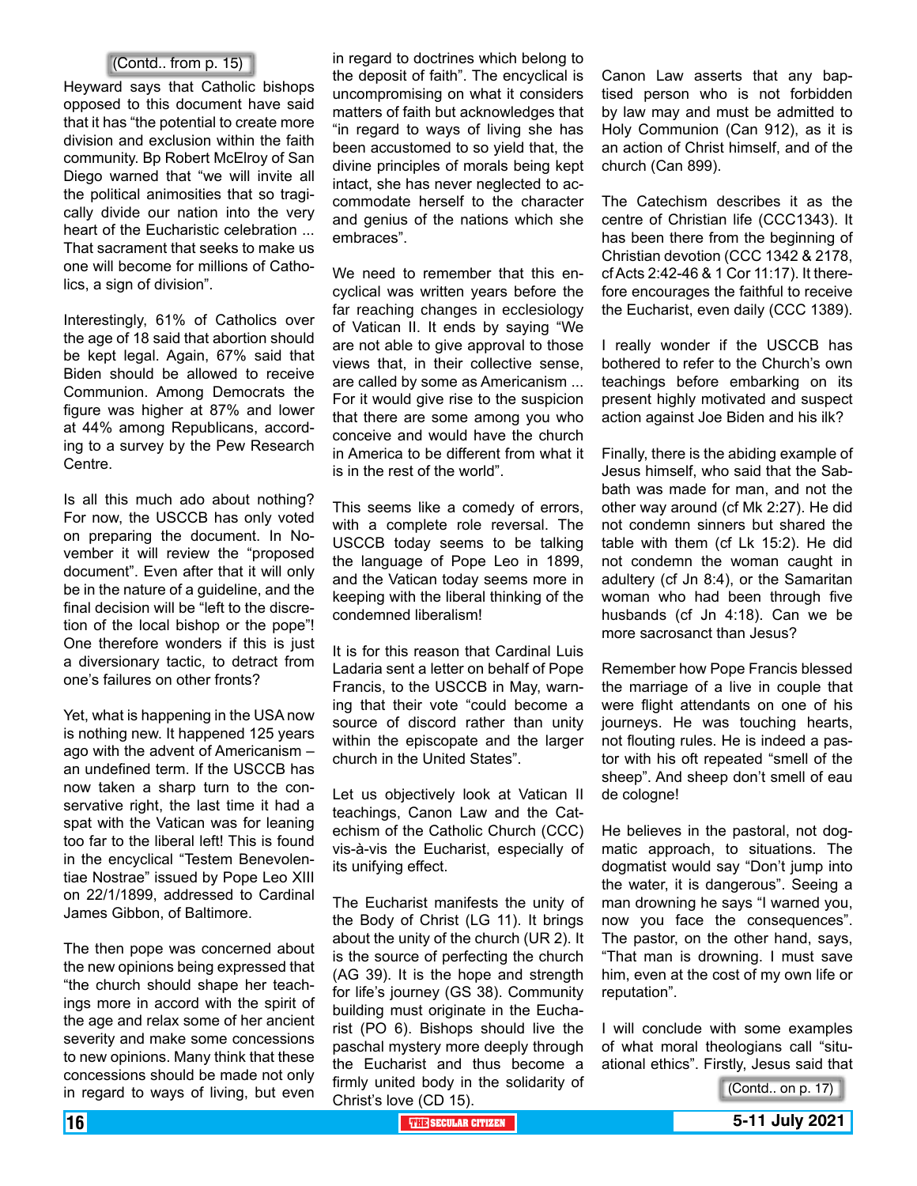(Contd.. from p. 15)

Heyward says that Catholic bishops opposed to this document have said that it has "the potential to create more division and exclusion within the faith community. Bp Robert McElroy of San Diego warned that "we will invite all the political animosities that so tragically divide our nation into the very heart of the Eucharistic celebration ... That sacrament that seeks to make us one will become for millions of Catholics, a sign of division".

Interestingly, 61% of Catholics over the age of 18 said that abortion should be kept legal. Again, 67% said that Biden should be allowed to receive Communion. Among Democrats the figure was higher at 87% and lower at 44% among Republicans, according to a survey by the Pew Research Centre.

Is all this much ado about nothing? For now, the USCCB has only voted on preparing the document. In November it will review the "proposed document". Even after that it will only be in the nature of a guideline, and the final decision will be "left to the discretion of the local bishop or the pope"! One therefore wonders if this is just a diversionary tactic, to detract from one's failures on other fronts?

Yet, what is happening in the USA now is nothing new. It happened 125 years ago with the advent of Americanism – an undefined term. If the USCCB has now taken a sharp turn to the conservative right, the last time it had a spat with the Vatican was for leaning too far to the liberal left! This is found in the encyclical "Testem Benevolentiae Nostrae" issued by Pope Leo XIII on 22/1/1899, addressed to Cardinal James Gibbon, of Baltimore.

The then pope was concerned about the new opinions being expressed that "the church should shape her teachings more in accord with the spirit of the age and relax some of her ancient severity and make some concessions to new opinions. Many think that these concessions should be made not only in regard to ways of living, but even in regard to doctrines which belong to the deposit of faith". The encyclical is uncompromising on what it considers matters of faith but acknowledges that "in regard to ways of living she has been accustomed to so yield that, the divine principles of morals being kept intact, she has never neglected to accommodate herself to the character and genius of the nations which she embraces".

We need to remember that this encyclical was written years before the far reaching changes in ecclesiology of Vatican II. It ends by saying "We are not able to give approval to those views that, in their collective sense, are called by some as Americanism ... For it would give rise to the suspicion that there are some among you who conceive and would have the church in America to be different from what it is in the rest of the world".

This seems like a comedy of errors, with a complete role reversal. The USCCB today seems to be talking the language of Pope Leo in 1899, and the Vatican today seems more in keeping with the liberal thinking of the condemned liberalism!

It is for this reason that Cardinal Luis Ladaria sent a letter on behalf of Pope Francis, to the USCCB in May, warning that their vote "could become a source of discord rather than unity within the episcopate and the larger church in the United States".

Let us objectively look at Vatican II teachings, Canon Law and the Catechism of the Catholic Church (CCC) vis-à-vis the Eucharist, especially of its unifying effect.

The Eucharist manifests the unity of the Body of Christ (LG 11). It brings about the unity of the church (UR 2). It is the source of perfecting the church (AG 39). It is the hope and strength for life's journey (GS 38). Community building must originate in the Eucharist (PO 6). Bishops should live the paschal mystery more deeply through the Eucharist and thus become a firmly united body in the solidarity of Christ's love (CD 15).

Canon Law asserts that any baptised person who is not forbidden by law may and must be admitted to Holy Communion (Can 912), as it is an action of Christ himself, and of the church (Can 899).

The Catechism describes it as the centre of Christian life (CCC1343). It has been there from the beginning of Christian devotion (CCC 1342 & 2178, cf Acts 2:42-46 & 1 Cor 11:17). It therefore encourages the faithful to receive the Eucharist, even daily (CCC 1389).

I really wonder if the USCCB has bothered to refer to the Church's own teachings before embarking on its present highly motivated and suspect action against Joe Biden and his ilk?

Finally, there is the abiding example of Jesus himself, who said that the Sabbath was made for man, and not the other way around (cf Mk 2:27). He did not condemn sinners but shared the table with them (cf Lk 15:2). He did not condemn the woman caught in adultery (cf Jn 8:4), or the Samaritan woman who had been through five husbands (cf Jn 4:18). Can we be more sacrosanct than Jesus?

Remember how Pope Francis blessed the marriage of a live in couple that were flight attendants on one of his journeys. He was touching hearts, not flouting rules. He is indeed a pastor with his oft repeated "smell of the sheep". And sheep don't smell of eau de cologne!

He believes in the pastoral, not dogmatic approach, to situations. The dogmatist would say "Don't jump into the water, it is dangerous". Seeing a man drowning he says "I warned you, now you face the consequences". The pastor, on the other hand, says, "That man is drowning. I must save him, even at the cost of my own life or reputation".

I will conclude with some examples of what moral theologians call "situational ethics". Firstly, Jesus said that

(Contd.. on p. 17)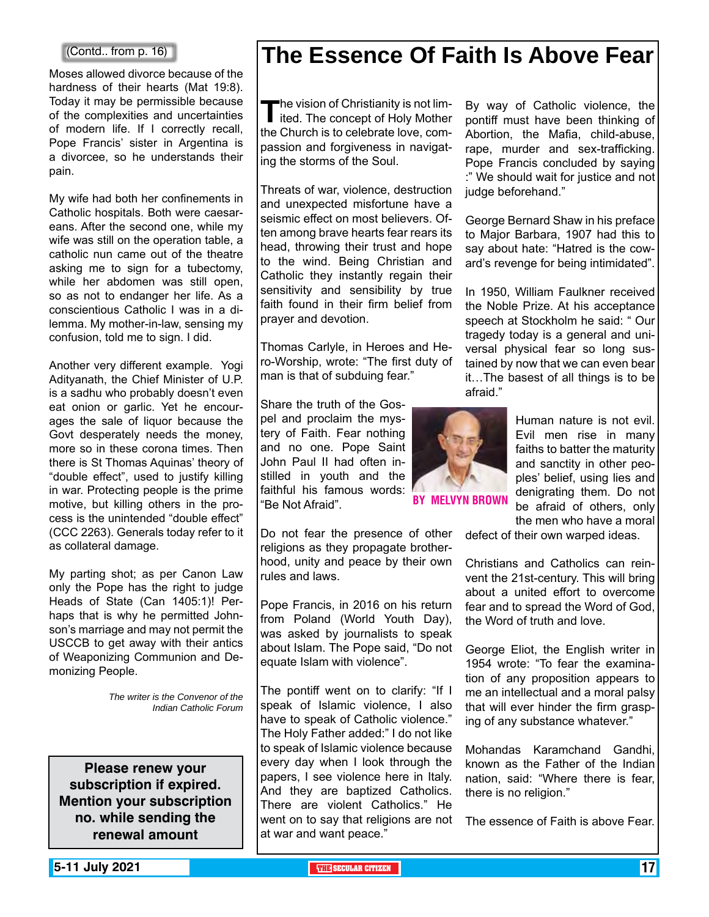(Contd.. from p. 16)

Moses allowed divorce because of the hardness of their hearts (Mat 19:8). Today it may be permissible because of the complexities and uncertainties of modern life. If I correctly recall, Pope Francis' sister in Argentina is a divorcee, so he understands their pain.

My wife had both her confinements in Catholic hospitals. Both were caesareans. After the second one, while my wife was still on the operation table, a catholic nun came out of the theatre asking me to sign for a tubectomy, while her abdomen was still open, so as not to endanger her life. As a conscientious Catholic I was in a dilemma. My mother-in-law, sensing my confusion, told me to sign. I did.

Another very different example. Yogi Adityanath, the Chief Minister of U.P. is a sadhu who probably doesn't even eat onion or garlic. Yet he encourages the sale of liquor because the Govt desperately needs the money, more so in these corona times. Then there is St Thomas Aquinas' theory of "double effect", used to justify killing in war. Protecting people is the prime motive, but killing others in the process is the unintended "double effect" (CCC 2263). Generals today refer to it as collateral damage.

My parting shot; as per Canon Law only the Pope has the right to judge Heads of State (Can 1405:1)! Perhaps that is why he permitted Johnson's marriage and may not permit the USCCB to get away with their antics of Weaponizing Communion and Demonizing People.

*The writer is the Convenor of the Indian Catholic Forum*

**Please renew your subscription if expired. Mention your subscription no. while sending the renewal amount**

# The Essence Of Faith Is Above Fear

**BY MELVYN BROWN**

The vision of Christianity is not limited. The concept of Holy Mother the Church is to celebrate love, compassion and forgiveness in navigating the storms of the Soul.

Threats of war, violence, destruction and unexpected misfortune have a seismic effect on most believers. Often among brave hearts fear rears its head, throwing their trust and hope to the wind. Being Christian and Catholic they instantly regain their sensitivity and sensibility by true faith found in their firm belief from prayer and devotion.

Thomas Carlyle, in Heroes and Hero-Worship, wrote: "The first duty of man is that of subduing fear."

Share the truth of the Gospel and proclaim the mystery of Faith. Fear nothing and no one. Pope Saint John Paul II had often instilled in youth and the faithful his famous words: "Be Not Afraid".

Do not fear the presence of other religions as they propagate brotherhood, unity and peace by their own rules and laws.

Pope Francis, in 2016 on his return from Poland (World Youth Day), was asked by journalists to speak about Islam. The Pope said, "Do not equate Islam with violence".

The pontiff went on to clarify: "If I speak of Islamic violence, I also have to speak of Catholic violence." The Holy Father added:" I do not like to speak of Islamic violence because every day when I look through the papers, I see violence here in Italy. And they are baptized Catholics. There are violent Catholics." He went on to say that religions are not at war and want peace."

By way of Catholic violence, the pontiff must have been thinking of Abortion, the Mafia, child-abuse, rape, murder and sex-trafficking. Pope Francis concluded by saying :" We should wait for justice and not judge beforehand."

George Bernard Shaw in his preface to Major Barbara, 1907 had this to say about hate: "Hatred is the coward's revenge for being intimidated".

In 1950, William Faulkner received the Noble Prize. At his acceptance speech at Stockholm he said: " Our tragedy today is a general and universal physical fear so long sustained by now that we can even bear it…The basest of all things is to be afraid."

Human nature is not evil. Evil men rise in many faiths to batter the maturity and sanctity in other peoples' belief, using lies and denigrating them. Do not be afraid of others, only the men who have a moral defect of their own warped ideas.

Christians and Catholics can reinvent the 21st-century. This will bring about a united effort to overcome fear and to spread the Word of God, the Word of truth and love.

George Eliot, the English writer in 1954 wrote: "To fear the examination of any proposition appears to me an intellectual and a moral palsy that will ever hinder the firm grasping of any substance whatever."

Mohandas Karamchand Gandhi, known as the Father of the Indian nation, said: "Where there is fear, there is no religion."

The essence of Faith is above Fear.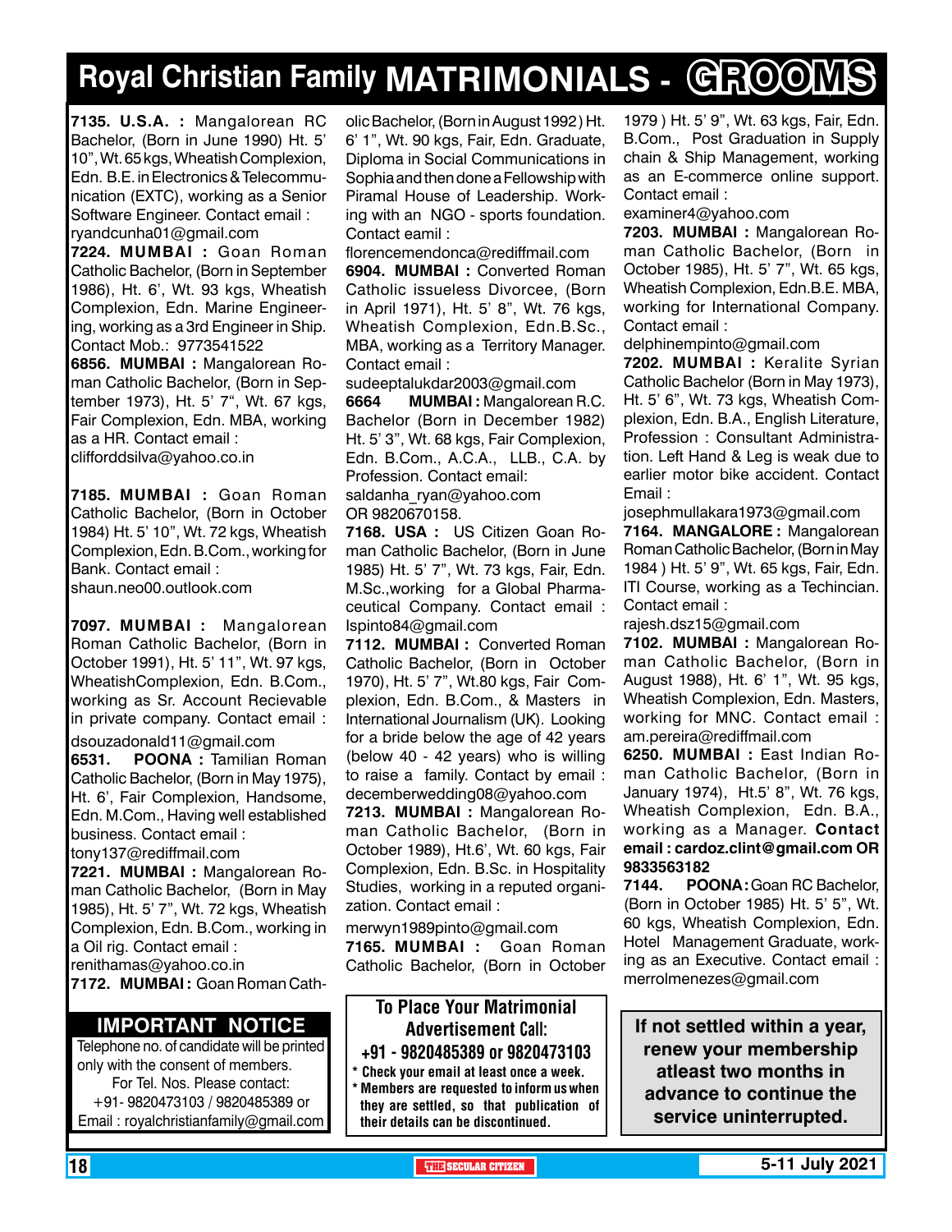# Royal Christian Family MATRIMONIALS - GROOMS

**7135. U.S.A. :** Mangalorean RC Bachelor, (Born in June 1990) Ht. 5' 10", Wt. 65 kgs, Wheatish Complexion, Edn. B.E. in Electronics & Telecommunication (EXTC), working as a Senior Software Engineer. Contact email : ryandcunha01@gmail.com

**7224. MUMBAI :** Goan Roman Catholic Bachelor, (Born in September 1986), Ht. 6', Wt. 93 kgs, Wheatish Complexion, Edn. Marine Engineering, working as a 3rd Engineer in Ship. Contact Mob.: 9773541522

**6856. MUMBAI :** Mangalorean Roman Catholic Bachelor, (Born in September 1973), Ht. 5' 7", Wt. 67 kgs, Fair Complexion, Edn. MBA, working as a HR. Contact email : clifforddsilva@yahoo.co.in

**7185. MUMBAI :** Goan Roman Catholic Bachelor, (Born in October 1984) Ht. 5' 10", Wt. 72 kgs, Wheatish Complexion, Edn. B.Com., working for Bank. Contact email : shaun.neo00.outlook.com

**7097. MUMBAI :** Mangalorean Roman Catholic Bachelor, (Born in October 1991), Ht. 5' 11", Wt. 97 kgs, WheatishComplexion, Edn. B.Com., working as Sr. Account Recievable in private company. Contact email : dsouzadonald11@gmail.com

**6531. POONA :** Tamilian Roman Catholic Bachelor, (Born in May 1975), Ht. 6', Fair Complexion, Handsome, Edn. M.Com., Having well established business. Contact email : tony137@rediffmail.com

**7221. MUMBAI :** Mangalorean Roman Catholic Bachelor, (Born in May 1985), Ht. 5' 7", Wt. 72 kgs, Wheatish Complexion, Edn. B.Com., working in a Oil rig. Contact email : renithamas@yahoo.co.in

**7172. MUMBAI :** Goan Roman Catholic Bachelor, (Born in August 1992) Ht. 6' 1", Wt. 90 kgs, Fair, Edn. Graduate, Diploma in Social Communications in Sophia and then done a Fellowship with Piramal House of Leadership. Working with an NGO - sports foundation. Contact eamil : florencemendonca@rediffmail.com

**6904. MUMBAI :** Converted Roman Catholic issueless Divorcee, (Born in April 1971), Ht. 5' 8", Wt. 76 kgs, Wheatish Complexion, Edn.B.Sc., MBA, working as a Territory Manager. Contact email : sudeeptalukdar2003@gmail.com

**6664 MUMBAI :** Mangalorean R.C. Bachelor (Born in December 1982) Ht. 5' 3", Wt. 68 kgs, Fair Complexion, Edn. B.Com., A.C.A., LLB., C.A. by Profession. Contact email: saldanha_ryan@yahoo.com OR 9820670158.

**7168. USA :** US Citizen Goan Roman Catholic Bachelor, (Born in June 1985) Ht. 5' 7", Wt. 73 kgs, Fair, Edn. M.Sc.,working for a Global Pharmaceutical Company. Contact email : lspinto84@gmail.com

**7112. MUMBAI :** Converted Roman Catholic Bachelor, (Born in October 1970), Ht. 5' 7", Wt.80 kgs, Fair Complexion, Edn. B.Com., & Masters in International Journalism (UK). Looking for a bride below the age of 42 years (below 40 - 42 years) who is willing to raise a family. Contact by email : decemberwedding08@yahoo.com

**7213. MUMBAI :** Mangalorean Roman Catholic Bachelor, (Born in October 1989), Ht.6', Wt. 60 kgs, Fair Complexion, Edn. B.Sc. in Hospitality Studies, working in a reputed organization. Contact email : merwyn1989pinto@gmail.com

**7165. MUMBAI :** Goan Roman Catholic Bachelor, (Born in October 1979 ) Ht. 5' 9", Wt. 63 kgs, Fair, Edn. B.Com., Post Graduation in Supply chain & Ship Management, working as an E-commerce online support. Contact email : examiner4@yahoo.com

**7203. MUMBAI :** Mangalorean Roman Catholic Bachelor, (Born in October 1985), Ht. 5' 7", Wt. 65 kgs, Wheatish Complexion, Edn.B.E. MBA, working for International Company. Contact email : delphinempinto@gmail.com

**7202. MUMBAI :** Keralite Syrian Catholic Bachelor (Born in May 1973), Ht. 5' 6", Wt. 73 kgs, Wheatish Complexion, Edn. B.A., English Literature, Profession : Consultant Administration. Left Hand & Leg is weak due to earlier motor bike accident. Contact Email : josephmullakara1973@gmail.com

**7164. MANGALORE :** Mangalorean Roman Catholic Bachelor, (Born in May 1984 ) Ht. 5' 9", Wt. 65 kgs, Fair, Edn. ITI Course, working as a Techincian. Contact email : rajesh.dsz15@gmail.com

**7102. MUMBAI :** Mangalorean Roman Catholic Bachelor, (Born in August 1988), Ht. 6' 1", Wt. 95 kgs, Wheatish Complexion, Edn. Masters, working for MNC. Contact email : am.pereira@rediffmail.com

**6250. MUMBAI :** East Indian Roman Catholic Bachelor, (Born in January 1974), Ht.5' 8", Wt. 76 kgs, Wheatish Complexion, Edn. B.A., working as a Manager. **Contact email : cardoz.clint@gmail.com OR 9833563182**

**7144. POONA :** Goan RC Bachelor, (Born in October 1985) Ht. 5' 5", Wt. 60 kgs, Wheatish Complexion, Edn. Hotel Management Graduate, working as an Executive. Contact email : merrolmenezes@gmail.com

## IMPORTANT NOTICE

Telephone no. of candidate will be printed only with the consent of members. For Tel. Nos. Please contact: +91- 9820473103 / 9820485389 or Email : royalchristianfamily@gmail.com

**To Place Your Matrimonial Advertisement Call: +91 - 9820485389 or 9820473103**

- Check your email at least once a week.
- Members are requested to inform us when they are settled, so that publication of their details can be discontinued.

**If not settled within a year, renew your membership atleast two months in advance to continue the service uninterrupted.**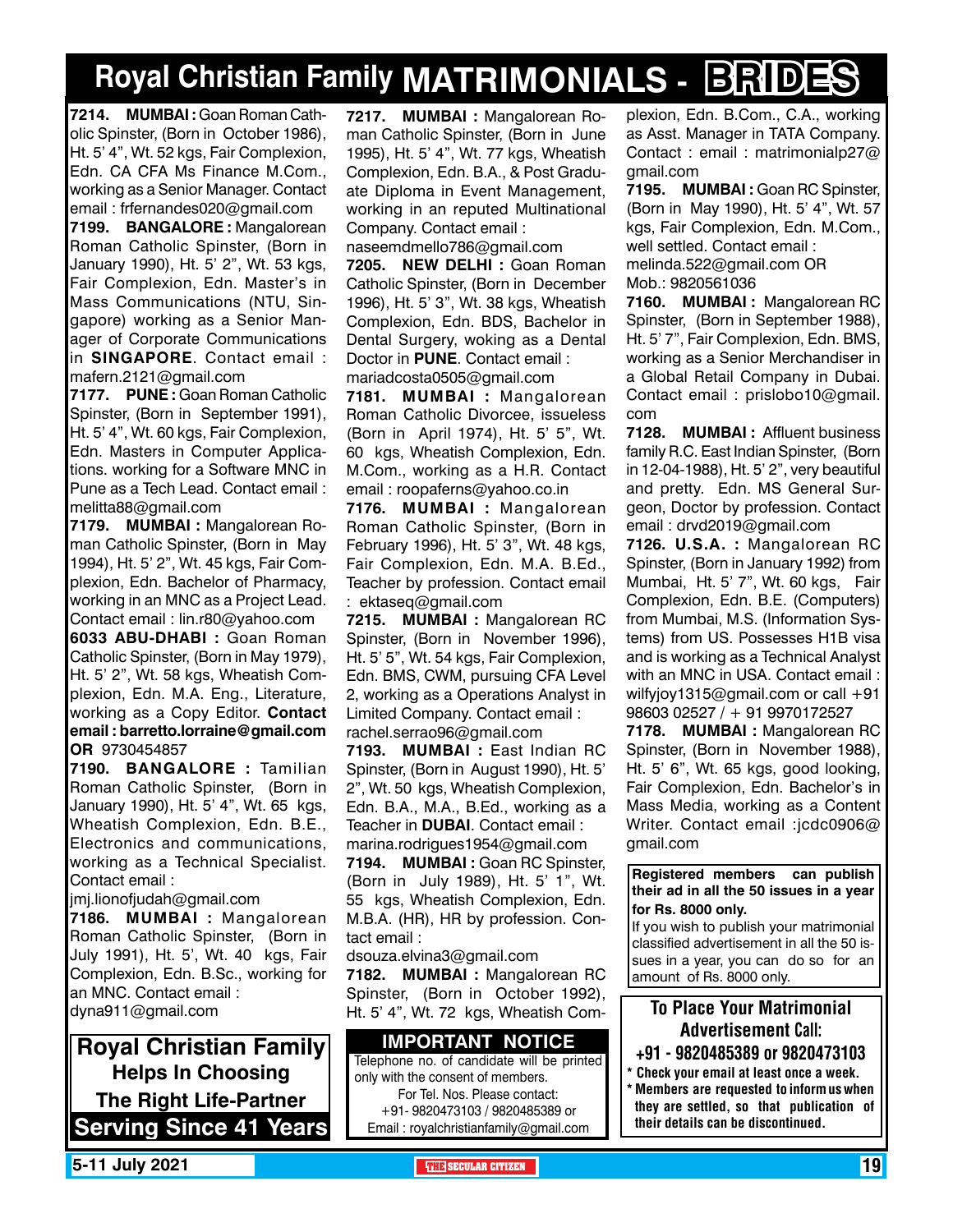# Royal Christian Family MATRIMONIALS - BRIDES

**7214. MUMBAI :** Goan Roman Catholic Spinster, (Born in October 1986), Ht. 5' 4", Wt. 52 kgs, Fair Complexion, Edn. CA CFA Ms Finance M.Com., working as a Senior Manager. Contact email : frfernandes020@gmail.com

**7199. BANGALORE :** Mangalorean Roman Catholic Spinster, (Born in January 1990), Ht. 5' 2", Wt. 53 kgs, Fair Complexion, Edn. Master's in Mass Communications (NTU, Singapore) working as a Senior Manager of Corporate Communications in **SINGAPORE**. Contact email : mafern.2121@gmail.com

**7177. PUNE :** Goan Roman Catholic Spinster, (Born in September 1991), Ht. 5' 4", Wt. 60 kgs, Fair Complexion, Edn. Masters in Computer Applications. working for a Software MNC in Pune as a Tech Lead. Contact email : melitta88@gmail.com

**7179. MUMBAI :** Mangalorean Roman Catholic Spinster, (Born in May 1994), Ht. 5' 2", Wt. 45 kgs, Fair Complexion, Edn. Bachelor of Pharmacy, working in an MNC as a Project Lead. Contact email : lin.r80@yahoo.com

**6033 ABU-DHABI :** Goan Roman Catholic Spinster, (Born in May 1979), Ht. 5' 2", Wt. 58 kgs, Wheatish Complexion, Edn. M.A. Eng., Literature, working as a Copy Editor. **Contact email : barretto.lorraine@gmail.com OR** 9730454857

**7190. BANGALORE :** Tamilian Roman Catholic Spinster, (Born in January 1990), Ht. 5' 4", Wt. 65 kgs, Wheatish Complexion, Edn. B.E., Electronics and communications, working as a Technical Specialist. Contact email : jmj.lionofjudah@gmail.com

**7186. MUMBAI :** Mangalorean Roman Catholic Spinster, (Born in July 1991), Ht. 5', Wt. 40 kgs, Fair Complexion, Edn. B.Sc., working for an MNC. Contact email : dyna911@gmail.com

**Royal Christian Family Helps In Choosing The Right Life-Partner Serving Since 41 Years**

**7217. MUMBAI :** Mangalorean Roman Catholic Spinster, (Born in June 1995), Ht. 5' 4", Wt. 77 kgs, Wheatish Complexion, Edn. B.A., & Post Graduate Diploma in Event Management, working in an reputed Multinational Company. Contact email : naseemdmello786@gmail.com

**7205. NEW DELHI :** Goan Roman Catholic Spinster, (Born in December 1996), Ht. 5' 3", Wt. 38 kgs, Wheatish Complexion, Edn. BDS, Bachelor in Dental Surgery, woking as a Dental Doctor in **PUNE**. Contact email : mariadcosta0505@gmail.com

**7181. MUMBAI :** Mangalorean Roman Catholic Divorcee, issueless (Born in April 1974), Ht. 5' 5", Wt. 60 kgs, Wheatish Complexion, Edn. M.Com., working as a H.R. Contact email : roopaferns@yahoo.co.in

**7176. MUMBAI :** Mangalorean Roman Catholic Spinster, (Born in February 1996), Ht. 5' 3", Wt. 48 kgs, Fair Complexion, Edn. M.A. B.Ed., Teacher by profession. Contact email : ektaseq@gmail.com

**7215. MUMBAI :** Mangalorean RC Spinster, (Born in November 1996), Ht. 5' 5", Wt. 54 kgs, Fair Complexion, Edn. BMS, CWM, pursuing CFA Level 2, working as a Operations Analyst in Limited Company. Contact email : rachel.serrao96@gmail.com

**7193. MUMBAI :** East Indian RC Spinster, (Born in August 1990), Ht. 5' 2", Wt. 50 kgs, Wheatish Complexion, Edn. B.A., M.A., B.Ed., working as a Teacher in **DUBAI**. Contact email : marina.rodrigues1954@gmail.com

**7194. MUMBAI :** Goan RC Spinster, (Born in July 1989), Ht. 5' 1", Wt. 55 kgs, Wheatish Complexion, Edn. M.B.A. (HR), HR by profession. Contact email : dsouza.elvina3@gmail.com

**7182. MUMBAI :** Mangalorean RC Spinster, (Born in October 1992), Ht. 5' 4", Wt. 72 kgs, Wheatish Complexion, Edn. B.Com., C.A., working as Asst. Manager in TATA Company. Contact : email : matrimonialp27@gmail.com

**IMPORTANT NOTICE**
Telephone no. of candidate will be printed only with the consent of members.
For Tel. Nos. Please contact:
+91- 9820473103 / 9820485389 or
Email : royalchristianfamily@gmail.com

**7195. MUMBAI :** Goan RC Spinster, (Born in May 1990), Ht. 5' 4", Wt. 57 kgs, Fair Complexion, Edn. M.Com., well settled. Contact email : melinda.522@gmail.com OR Mob.: 9820561036

**7160. MUMBAI :** Mangalorean RC Spinster, (Born in September 1988), Ht. 5' 7", Fair Complexion, Edn. BMS, working as a Senior Merchandiser in a Global Retail Company in Dubai. Contact email : prislobo10@gmail.com

**7128. MUMBAI :** Affluent business family R.C. East Indian Spinster, (Born in 12-04-1988), Ht. 5' 2", very beautiful and pretty. Edn. MS General Surgeon, Doctor by profession. Contact email : drvd2019@gmail.com

**7126. U.S.A. :** Mangalorean RC Spinster, (Born in January 1992) from Mumbai, Ht. 5' 7", Wt. 60 kgs, Fair Complexion, Edn. B.E. (Computers) from Mumbai, M.S. (Information Systems) from US. Possesses H1B visa and is working as a Technical Analyst with an MNC in USA. Contact email : wilfyjoy1315@gmail.com or call +91 98603 02527 / + 91 9970172527

**7178. MUMBAI :** Mangalorean RC Spinster, (Born in November 1988), Ht. 5' 6", Wt. 65 kgs, good looking, Fair Complexion, Edn. Bachelor's in Mass Media, working as a Content Writer. Contact email :jcdc0906@gmail.com

**Registered members can publish their ad in all the 50 issues in a year for Rs. 8000 only.**
If you wish to publish your matrimonial classified advertisement in all the 50 issues in a year, you can do so for an amount of Rs. 8000 only.

**To Place Your Matrimonial Advertisement Call:**
**+91 - 9820485389 or 9820473103**
* Check your email at least once a week.
* Members are requested to inform us when they are settled, so that publication of their details can be discontinued.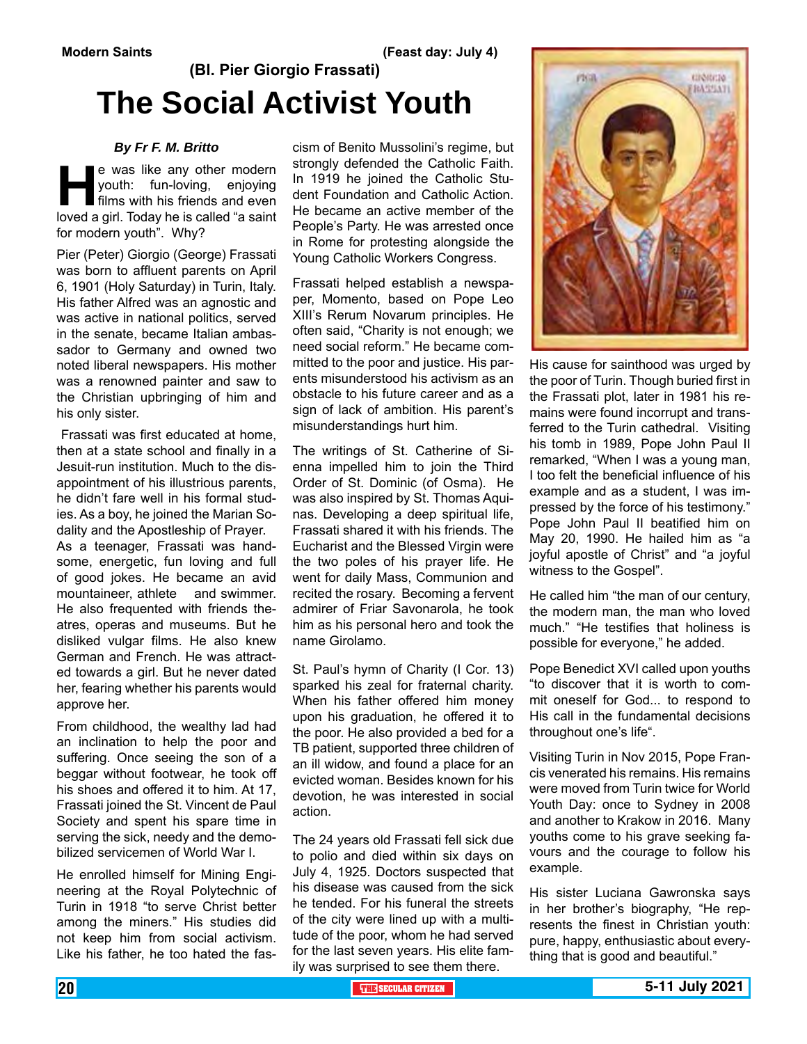Modern Saints (Feast day: July 4)

(Bl. Pier Giorgio Frassati)

# The Social Activist Youth

***By Fr F. M. Britto***

He was like any other modern youth: fun-loving, enjoying films with his friends and even loved a girl. Today he is called "a saint for modern youth". Why?

Pier (Peter) Giorgio (George) Frassati was born to affluent parents on April 6, 1901 (Holy Saturday) in Turin, Italy. His father Alfred was an agnostic and was active in national politics, served in the senate, became Italian ambassador to Germany and owned two noted liberal newspapers. His mother was a renowned painter and saw to the Christian upbringing of him and his only sister.

Frassati was first educated at home, then at a state school and finally in a Jesuit-run institution. Much to the disappointment of his illustrious parents, he didn't fare well in his formal studies. As a boy, he joined the Marian Sodality and the Apostleship of Prayer. As a teenager, Frassati was handsome, energetic, fun loving and full of good jokes. He became an avid mountaineer, athlete and swimmer. He also frequented with friends theatres, operas and museums. But he disliked vulgar films. He also knew German and French. He was attracted towards a girl. But he never dated her, fearing whether his parents would approve her.

From childhood, the wealthy lad had an inclination to help the poor and suffering. Once seeing the son of a beggar without footwear, he took off his shoes and offered it to him. At 17, Frassati joined the St. Vincent de Paul Society and spent his spare time in serving the sick, needy and the demobilized servicemen of World War I.

He enrolled himself for Mining Engineering at the Royal Polytechnic of Turin in 1918 "to serve Christ better among the miners." His studies did not keep him from social activism. Like his father, he too hated the fascism of Benito Mussolini's regime, but strongly defended the Catholic Faith. In 1919 he joined the Catholic Student Foundation and Catholic Action. He became an active member of the People's Party. He was arrested once in Rome for protesting alongside the Young Catholic Workers Congress.

Frassati helped establish a newspaper, Momento, based on Pope Leo XIII's Rerum Novarum principles. He often said, "Charity is not enough; we need social reform." He became committed to the poor and justice. His parents misunderstood his activism as an obstacle to his future career and as a sign of lack of ambition. His parent's misunderstandings hurt him.

The writings of St. Catherine of Sienna impelled him to join the Third Order of St. Dominic (of Osma). He was also inspired by St. Thomas Aquinas. Developing a deep spiritual life, Frassati shared it with his friends. The Eucharist and the Blessed Virgin were the two poles of his prayer life. He went for daily Mass, Communion and recited the rosary. Becoming a fervent admirer of Friar Savonarola, he took him as his personal hero and took the name Girolamo.

St. Paul's hymn of Charity (I Cor. 13) sparked his zeal for fraternal charity. When his father offered him money upon his graduation, he offered it to the poor. He also provided a bed for a TB patient, supported three children of an ill widow, and found a place for an evicted woman. Besides known for his devotion, he was interested in social action.

The 24 years old Frassati fell sick due to polio and died within six days on July 4, 1925. Doctors suspected that his disease was caused from the sick he tended. For his funeral the streets of the city were lined up with a multitude of the poor, whom he had served for the last seven years. His elite family was surprised to see them there.

His cause for sainthood was urged by the poor of Turin. Though buried first in the Frassati plot, later in 1981 his remains were found incorrupt and transferred to the Turin cathedral. Visiting his tomb in 1989, Pope John Paul II remarked, "When I was a young man, I too felt the beneficial influence of his example and as a student, I was impressed by the force of his testimony." Pope John Paul II beatified him on May 20, 1990. He hailed him as "a joyful apostle of Christ" and "a joyful witness to the Gospel".

He called him "the man of our century, the modern man, the man who loved much." "He testifies that holiness is possible for everyone," he added.

Pope Benedict XVI called upon youths "to discover that it is worth to commit oneself for God... to respond to His call in the fundamental decisions throughout one's life".

Visiting Turin in Nov 2015, Pope Francis venerated his remains. His remains were moved from Turin twice for World Youth Day: once to Sydney in 2008 and another to Krakow in 2016. Many youths come to his grave seeking favours and the courage to follow his example.

His sister Luciana Gawronska says in her brother's biography, "He represents the finest in Christian youth: pure, happy, enthusiastic about everything that is good and beautiful."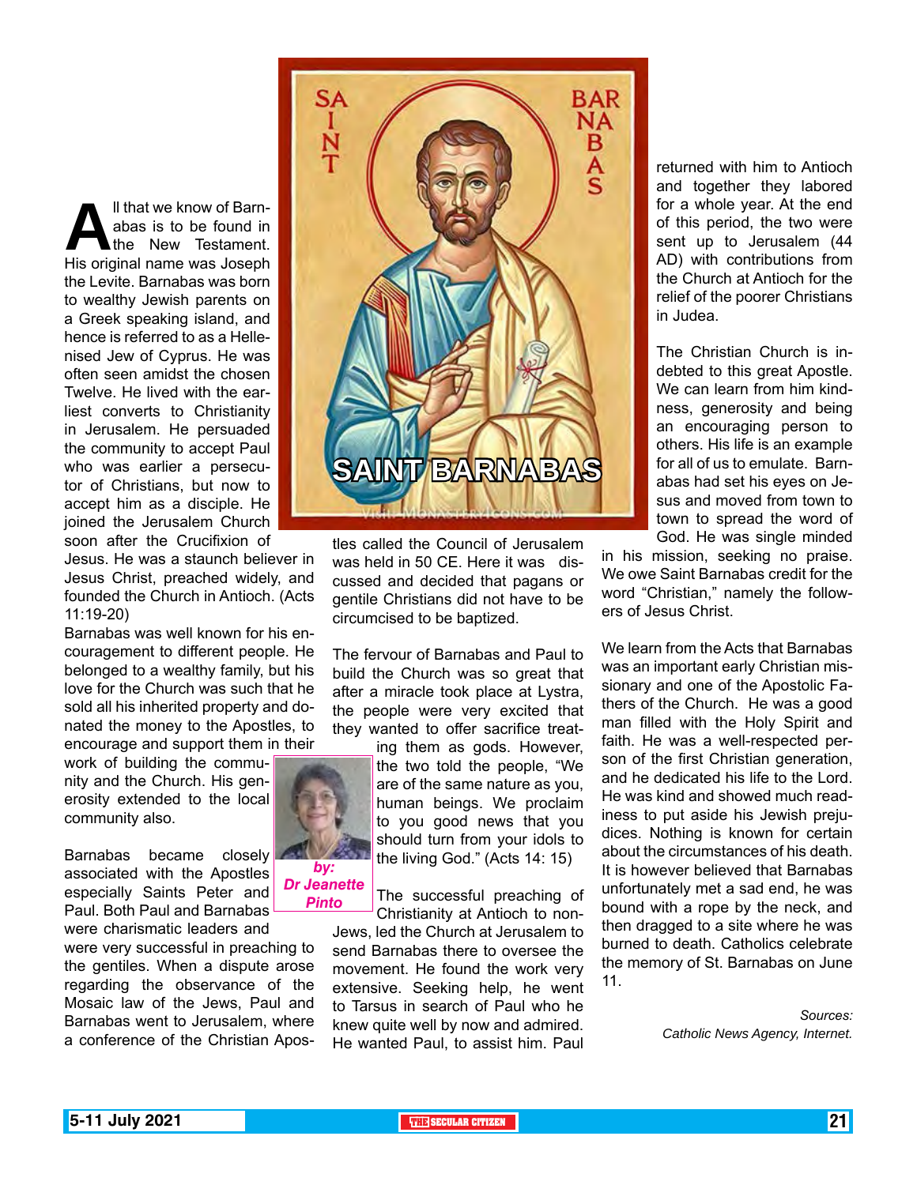# SAINT BARNABAS

*by: Dr Jeanette Pinto*

All that we know of Barnabas is to be found in the New Testament. His original name was Joseph the Levite. Barnabas was born to wealthy Jewish parents on a Greek speaking island, and hence is referred to as a Hellenised Jew of Cyprus. He was often seen amidst the chosen Twelve. He lived with the earliest converts to Christianity in Jerusalem. He persuaded the community to accept Paul who was earlier a persecutor of Christians, but now to accept him as a disciple. He joined the Jerusalem Church soon after the Crucifixion of Jesus. He was a staunch believer in Jesus Christ, preached widely, and founded the Church in Antioch. (Acts 11:19-20)

Barnabas was well known for his encouragement to different people. He belonged to a wealthy family, but his love for the Church was such that he sold all his inherited property and donated the money to the Apostles, to encourage and support them in their work of building the community and the Church. His generosity extended to the local community also.

Barnabas became closely associated with the Apostles especially Saints Peter and Paul. Both Paul and Barnabas were charismatic leaders and were very successful in preaching to the gentiles. When a dispute arose regarding the observance of the Mosaic law of the Jews, Paul and Barnabas went to Jerusalem, where a conference of the Christian Apostles called the Council of Jerusalem was held in 50 CE. Here it was discussed and decided that pagans or gentile Christians did not have to be circumcised to be baptized.

The fervour of Barnabas and Paul to build the Church was so great that after a miracle took place at Lystra, the people were very excited that they wanted to offer sacrifice treating them as gods. However, the two told the people, "We are of the same nature as you, human beings. We proclaim to you good news that you should turn from your idols to the living God." (Acts 14: 15)

The successful preaching of Christianity at Antioch to non-Jews, led the Church at Jerusalem to send Barnabas there to oversee the movement. He found the work very extensive. Seeking help, he went to Tarsus in search of Paul who he knew quite well by now and admired. He wanted Paul, to assist him. Paul returned with him to Antioch and together they labored for a whole year. At the end of this period, the two were sent up to Jerusalem (44 AD) with contributions from the Church at Antioch for the relief of the poorer Christians in Judea.

The Christian Church is indebted to this great Apostle. We can learn from him kindness, generosity and being an encouraging person to others. His life is an example for all of us to emulate. Barnabas had set his eyes on Jesus and moved from town to town to spread the word of God. He was single minded in his mission, seeking no praise. We owe Saint Barnabas credit for the word "Christian," namely the followers of Jesus Christ.

We learn from the Acts that Barnabas was an important early Christian missionary and one of the Apostolic Fathers of the Church. He was a good man filled with the Holy Spirit and faith. He was a well-respected person of the first Christian generation, and he dedicated his life to the Lord. He was kind and showed much readiness to put aside his Jewish prejudices. Nothing is known for certain about the circumstances of his death. It is however believed that Barnabas unfortunately met a sad end, he was bound with a rope by the neck, and then dragged to a site where he was burned to death. Catholics celebrate the memory of St. Barnabas on June 11.

*Sources: Catholic News Agency, Internet.*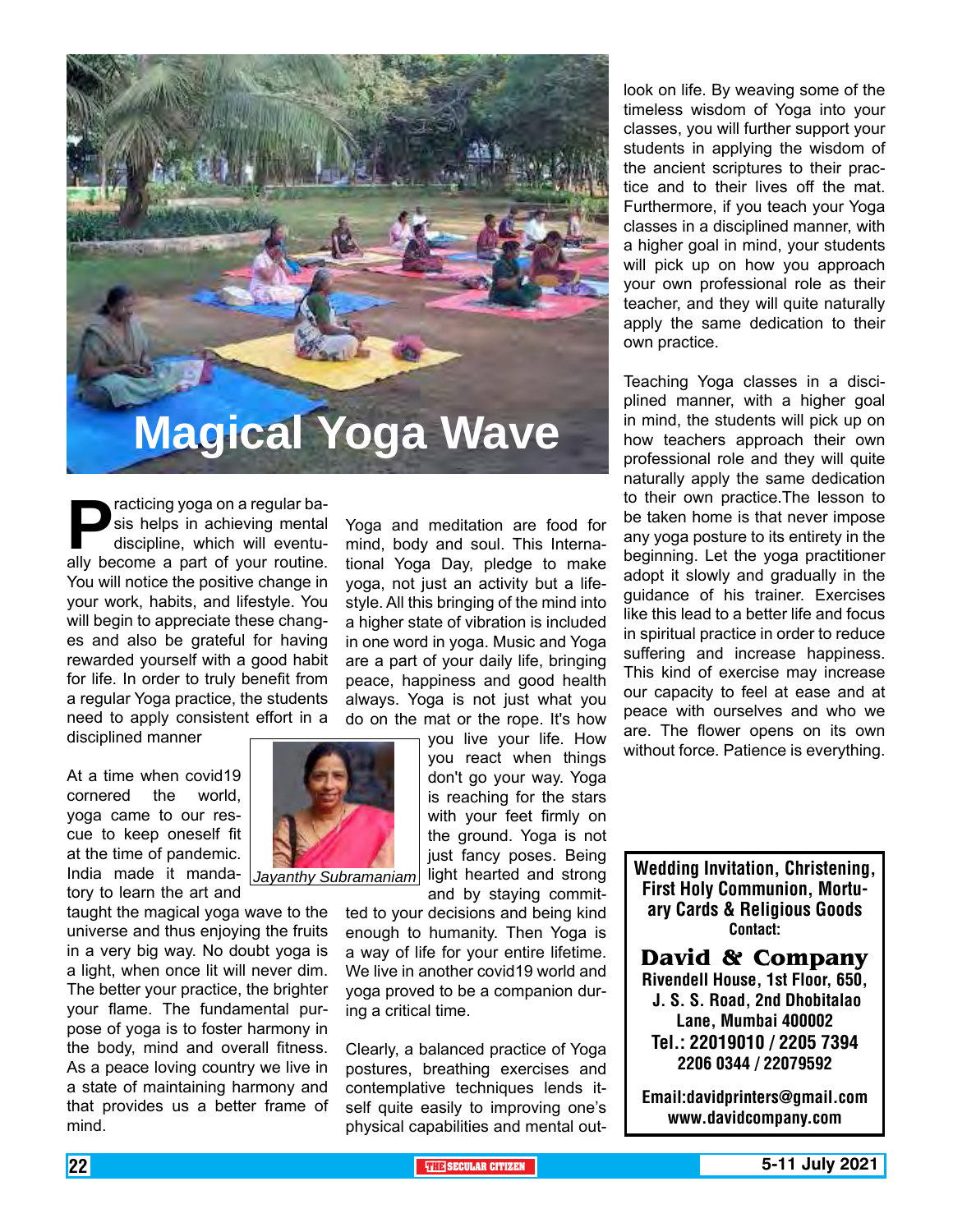# Magical Yoga Wave

Practicing yoga on a regular basis helps in achieving mental discipline, which will eventually become a part of your routine. You will notice the positive change in your work, habits, and lifestyle. You will begin to appreciate these changes and also be grateful for having rewarded yourself with a good habit for life. In order to truly benefit from a regular Yoga practice, the students need to apply consistent effort in a disciplined manner

At a time when covid19 cornered the world, yoga came to our rescue to keep oneself fit at the time of pandemic. India made it mandatory to learn the art and taught the magical yoga wave to the universe and thus enjoying the fruits in a very big way. No doubt yoga is a light, when once lit will never dim. The better your practice, the brighter your flame. The fundamental purpose of yoga is to foster harmony in the body, mind and overall fitness. As a peace loving country we live in a state of maintaining harmony and that provides us a better frame of mind.

*Jayanthy Subramaniam*

Yoga and meditation are food for mind, body and soul. This International Yoga Day, pledge to make yoga, not just an activity but a lifestyle. All this bringing of the mind into a higher state of vibration is included in one word in yoga. Music and Yoga are a part of your daily life, bringing peace, happiness and good health always. Yoga is not just what you do on the mat or the rope. It's how you live your life. How you react when things don't go your way. Yoga is reaching for the stars with your feet firmly on the ground. Yoga is not just fancy poses. Being light hearted and strong and by staying committed to your decisions and being kind enough to humanity. Then Yoga is a way of life for your entire lifetime. We live in another covid19 world and yoga proved to be a companion during a critical time.

Clearly, a balanced practice of Yoga postures, breathing exercises and contemplative techniques lends itself quite easily to improving one's physical capabilities and mental outlook on life. By weaving some of the timeless wisdom of Yoga into your classes, you will further support your students in applying the wisdom of the ancient scriptures to their practice and to their lives off the mat. Furthermore, if you teach your Yoga classes in a disciplined manner, with a higher goal in mind, your students will pick up on how you approach your own professional role as their teacher, and they will quite naturally apply the same dedication to their own practice.

Teaching Yoga classes in a disciplined manner, with a higher goal in mind, the students will pick up on how teachers approach their own professional role and they will quite naturally apply the same dedication to their own practice.The lesson to be taken home is that never impose any yoga posture to its entirety in the beginning. Let the yoga practitioner adopt it slowly and gradually in the guidance of his trainer. Exercises like this lead to a better life and focus in spiritual practice in order to reduce suffering and increase happiness. This kind of exercise may increase our capacity to feel at ease and at peace with ourselves and who we are. The flower opens on its own without force. Patience is everything.

---

**Wedding Invitation, Christening, First Holy Communion, Mortuary Cards & Religious Goods**

**Contact:**

**David & Company**

**Rivendell House, 1st Floor, 650, J. S. S. Road, 2nd Dhobitalao Lane, Mumbai 400002**

**Tel.: 22019010 / 2205 7394 2206 0344 / 22079592**

**Email:davidprinters@gmail.com**

**www.davidcompany.com**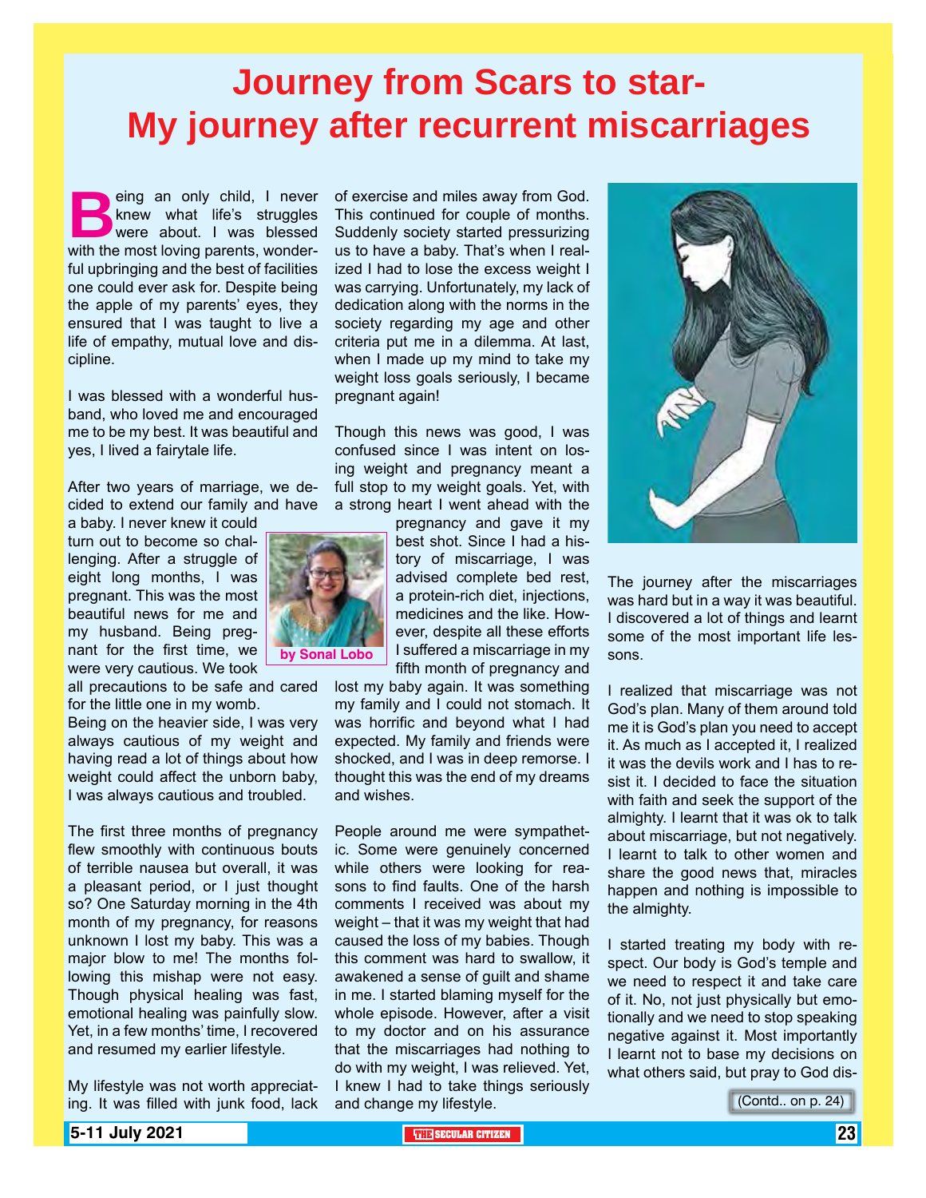# Journey from Scars to star-
# My journey after recurrent miscarriages

**by Sonal Lobo**

Being an only child, I never knew what life's struggles were about. I was blessed with the most loving parents, wonderful upbringing and the best of facilities one could ever ask for. Despite being the apple of my parents' eyes, they ensured that I was taught to live a life of empathy, mutual love and discipline.

I was blessed with a wonderful husband, who loved me and encouraged me to be my best. It was beautiful and yes, I lived a fairytale life.

After two years of marriage, we decided to extend our family and have a baby. I never knew it could turn out to become so challenging. After a struggle of eight long months, I was pregnant. This was the most beautiful news for me and my husband. Being pregnant for the first time, we were very cautious. We took all precautions to be safe and cared for the little one in my womb.
Being on the heavier side, I was very always cautious of my weight and having read a lot of things about how weight could affect the unborn baby, I was always cautious and troubled.

The first three months of pregnancy flew smoothly with continuous bouts of terrible nausea but overall, it was a pleasant period, or I just thought so? One Saturday morning in the 4th month of my pregnancy, for reasons unknown I lost my baby. This was a major blow to me! The months following this mishap were not easy. Though physical healing was fast, emotional healing was painfully slow. Yet, in a few months' time, I recovered and resumed my earlier lifestyle.

My lifestyle was not worth appreciating. It was filled with junk food, lack of exercise and miles away from God. This continued for couple of months. Suddenly society started pressurizing us to have a baby. That's when I realized I had to lose the excess weight I was carrying. Unfortunately, my lack of dedication along with the norms in the society regarding my age and other criteria put me in a dilemma. At last, when I made up my mind to take my weight loss goals seriously, I became pregnant again!

Though this news was good, I was confused since I was intent on losing weight and pregnancy meant a full stop to my weight goals. Yet, with a strong heart I went ahead with the pregnancy and gave it my best shot. Since I had a history of miscarriage, I was advised complete bed rest, a protein-rich diet, injections, medicines and the like. However, despite all these efforts I suffered a miscarriage in my fifth month of pregnancy and lost my baby again. It was something my family and I could not stomach. It was horrific and beyond what I had expected. My family and friends were shocked, and I was in deep remorse. I thought this was the end of my dreams and wishes.

People around me were sympathetic. Some were genuinely concerned while others were looking for reasons to find faults. One of the harsh comments I received was about my weight – that it was my weight that had caused the loss of my babies. Though this comment was hard to swallow, it awakened a sense of guilt and shame in me. I started blaming myself for the whole episode. However, after a visit to my doctor and on his assurance that the miscarriages had nothing to do with my weight, I was relieved. Yet, I knew I had to take things seriously and change my lifestyle.

The journey after the miscarriages was hard but in a way it was beautiful. I discovered a lot of things and learnt some of the most important life lessons.

I realized that miscarriage was not God's plan. Many of them around told me it is God's plan you need to accept it. As much as I accepted it, I realized it was the devils work and I has to resist it. I decided to face the situation with faith and seek the support of the almighty. I learnt that it was ok to talk about miscarriage, but not negatively. I learnt to talk to other women and share the good news that, miracles happen and nothing is impossible to the almighty.

I started treating my body with respect. Our body is God's temple and we need to respect it and take care of it. No, not just physically but emotionally and we need to stop speaking negative against it. Most importantly I learnt not to base my decisions on what others said, but pray to God dis-

(Contd.. on p. 24)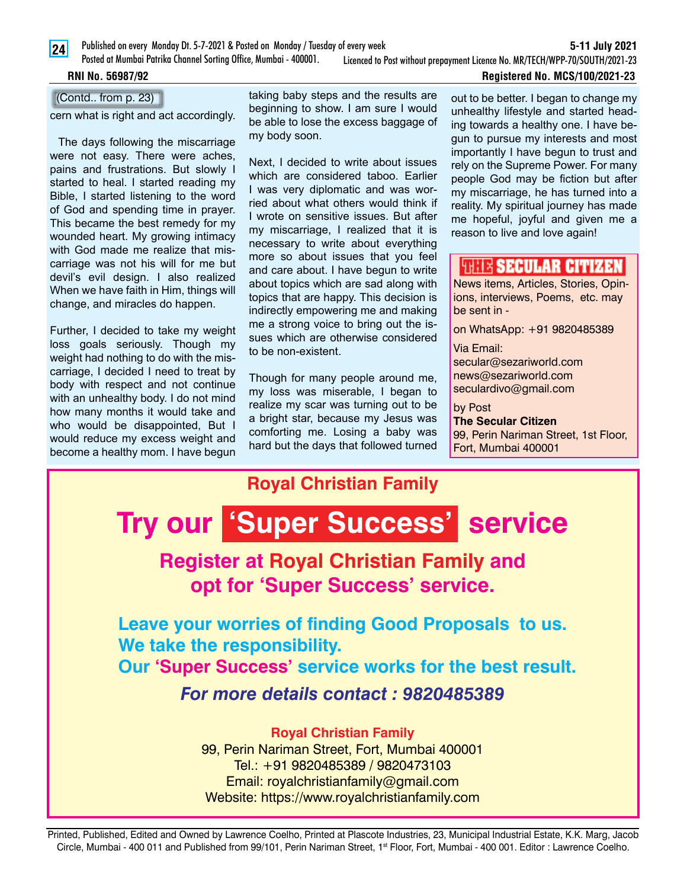(Contd.. from p. 23)

cern what is right and act accordingly.

The days following the miscarriage were not easy. There were aches, pains and frustrations. But slowly I started to heal. I started reading my Bible, I started listening to the word of God and spending time in prayer. This became the best remedy for my wounded heart. My growing intimacy with God made me realize that miscarriage was not his will for me but devil's evil design. I also realized When we have faith in Him, things will change, and miracles do happen.

Further, I decided to take my weight loss goals seriously. Though my weight had nothing to do with the miscarriage, I decided I need to treat by body with respect and not continue with an unhealthy body. I do not mind how many months it would take and who would be disappointed, But I would reduce my excess weight and become a healthy mom. I have begun taking baby steps and the results are beginning to show. I am sure I would be able to lose the excess baggage of my body soon.

Next, I decided to write about issues which are considered taboo. Earlier I was very diplomatic and was worried about what others would think if I wrote on sensitive issues. But after my miscarriage, I realized that it is necessary to write about everything more so about issues that you feel and care about. I have begun to write about topics which are sad along with topics that are happy. This decision is indirectly empowering me and making me a strong voice to bring out the issues which are otherwise considered to be non-existent.

Though for many people around me, my loss was miserable, I began to realize my scar was turning out to be a bright star, because my Jesus was comforting me. Losing a baby was hard but the days that followed turned out to be better. I began to change my unhealthy lifestyle and started heading towards a healthy one. I have begun to pursue my interests and most importantly I have begun to trust and rely on the Supreme Power. For many people God may be fiction but after my miscarriage, he has turned into a reality. My spiritual journey has made me hopeful, joyful and given me a reason to live and love again!

**THE SECULAR CITIZEN**

News items, Articles, Stories, Opinions, interviews, Poems, etc. may be sent in -

on WhatsApp: +91 9820485389

Via Email:
secular@sezariworld.com
news@sezariworld.com
seculardivo@gmail.com

by Post
**The Secular Citizen**
99, Perin Nariman Street, 1st Floor,
Fort, Mumbai 400001

## Royal Christian Family

# Try our 'Super Success' service

**Register at Royal Christian Family and opt for 'Super Success' service.**

**Leave your worries of finding Good Proposals to us.**
**We take the responsibility.**
**Our 'Super Success' service works for the best result.**

***For more details contact : 9820485389***

**Royal Christian Family**
99, Perin Nariman Street, Fort, Mumbai 400001
Tel.: +91 9820485389 / 9820473103
Email: royalchristianfamily@gmail.com
Website: https://www.royalchristianfamily.com

Printed, Published, Edited and Owned by Lawrence Coelho, Printed at Plascote Industries, 23, Municipal Industrial Estate, K.K. Marg, Jacob Circle, Mumbai - 400 011 and Published from 99/101, Perin Nariman Street, 1st Floor, Fort, Mumbai - 400 001. Editor : Lawrence Coelho.